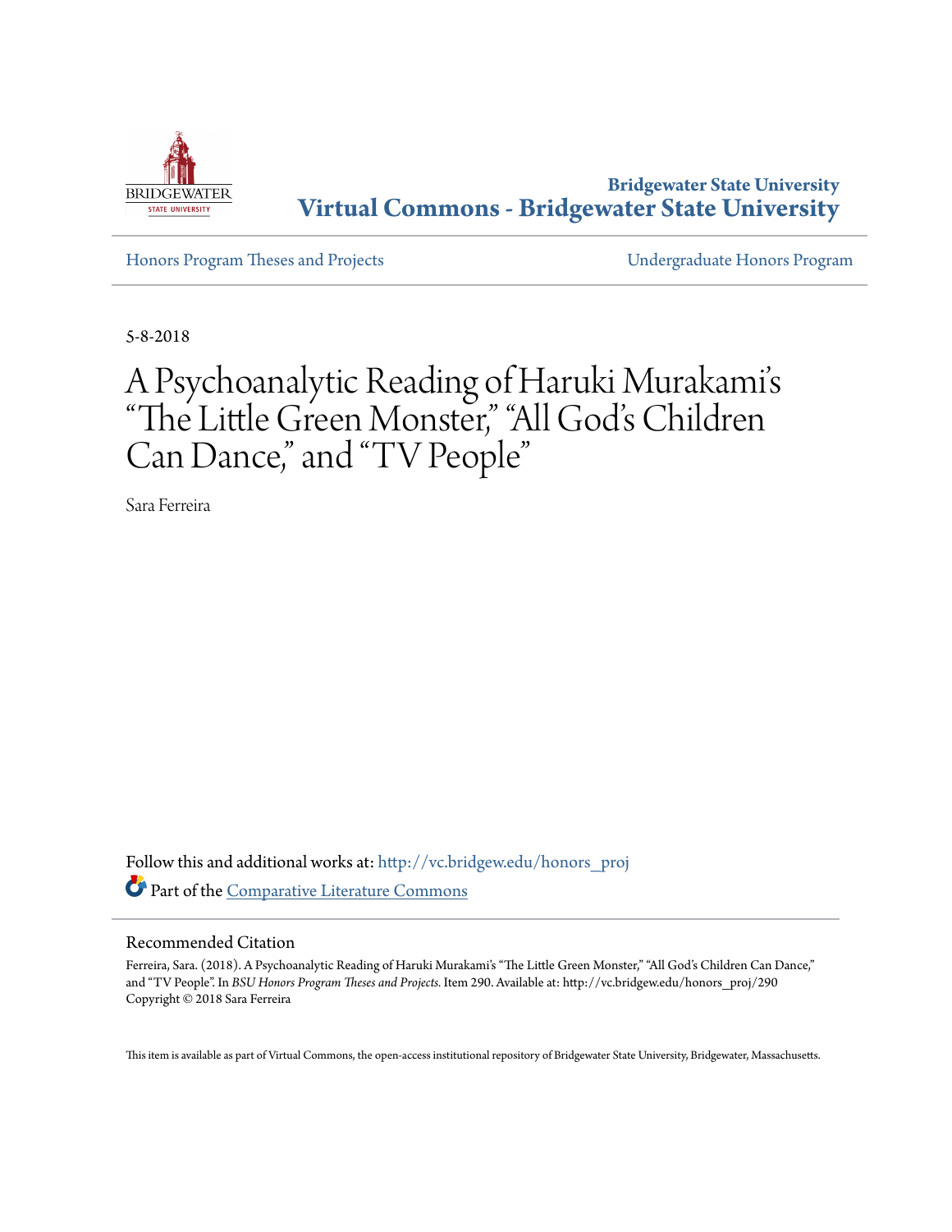Bridgewater State University
**Virtual Commons - Bridgewater State University**

Honors Program Theses and Projects

Undergraduate Honors Program

5-8-2018

# A Psychoanalytic Reading of Haruki Murakami's "The Little Green Monster," "All God's Children Can Dance," and "TV People"

Sara Ferreira

Follow this and additional works at: http://vc.bridgew.edu/honors_proj

Part of the Comparative Literature Commons

## Recommended Citation

Ferreira, Sara. (2018). A Psychoanalytic Reading of Haruki Murakami's "The Little Green Monster," "All God's Children Can Dance," and "TV People". In *BSU Honors Program Theses and Projects.* Item 290. Available at: http://vc.bridgew.edu/honors_proj/290
Copyright © 2018 Sara Ferreira

This item is available as part of Virtual Commons, the open-access institutional repository of Bridgewater State University, Bridgewater, Massachusetts.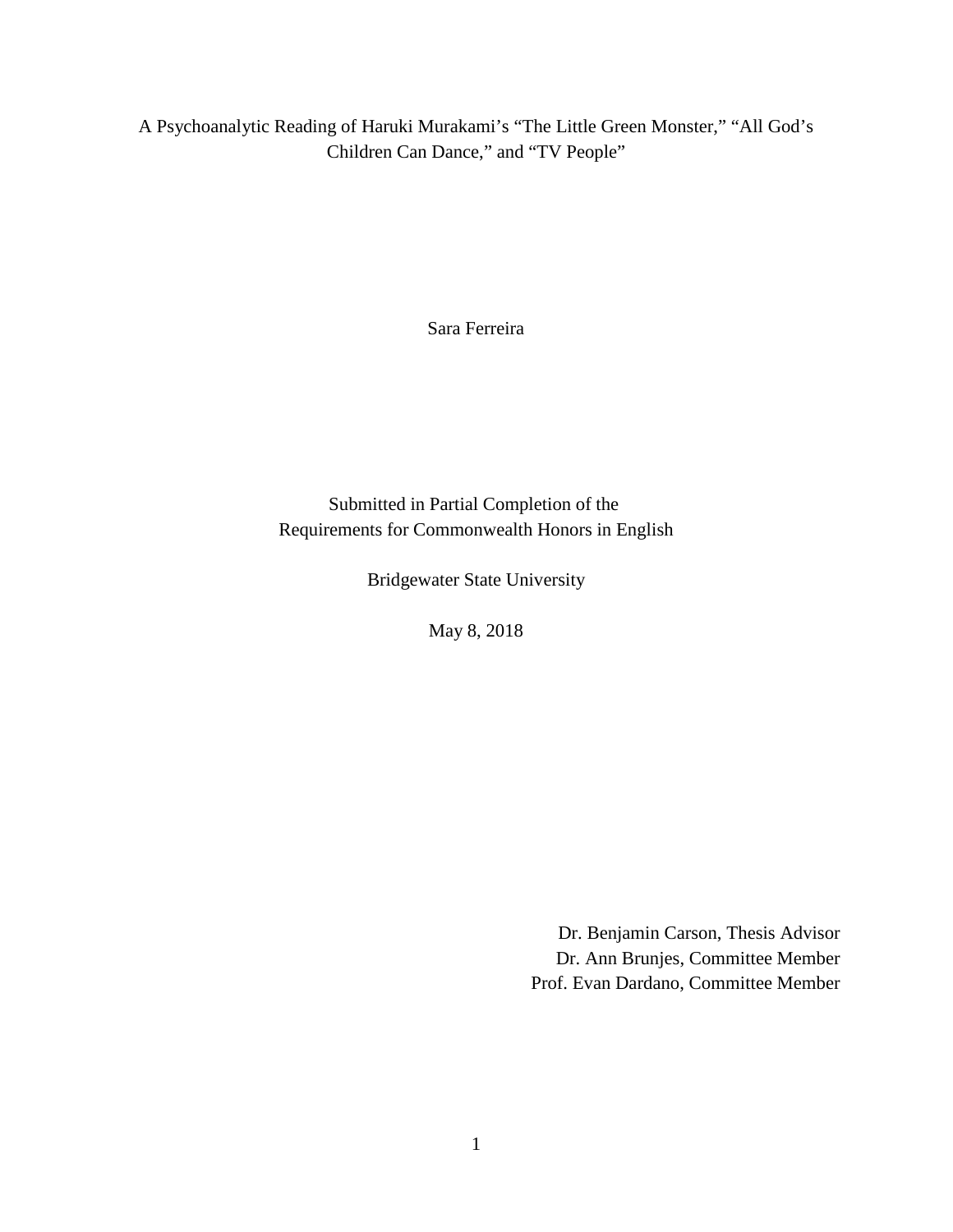A Psychoanalytic Reading of Haruki Murakami's "The Little Green Monster," "All God's Children Can Dance," and "TV People"

Sara Ferreira

Submitted in Partial Completion of the
Requirements for Commonwealth Honors in English

Bridgewater State University

May 8, 2018

Dr. Benjamin Carson, Thesis Advisor
Dr. Ann Brunjes, Committee Member
Prof. Evan Dardano, Committee Member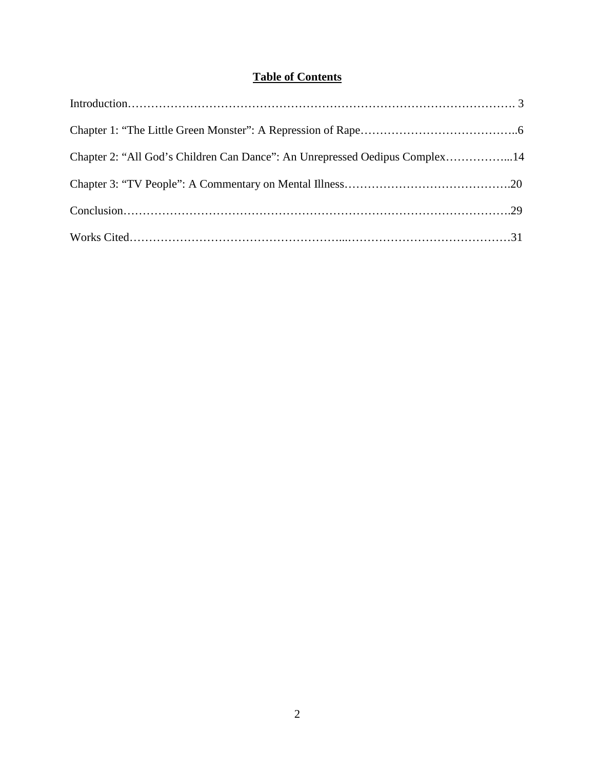# Table of Contents

Introduction………………………………………………………………………………………. 3

Chapter 1: "The Little Green Monster": A Repression of Rape…………………………………..6

Chapter 2: "All God's Children Can Dance": An Unrepressed Oedipus Complex……………...14

Chapter 3: "TV People": A Commentary on Mental Illness…………………………………….20

Conclusion……………………………………………………………………………………….29

Works Cited……………………………………………...……………………………………31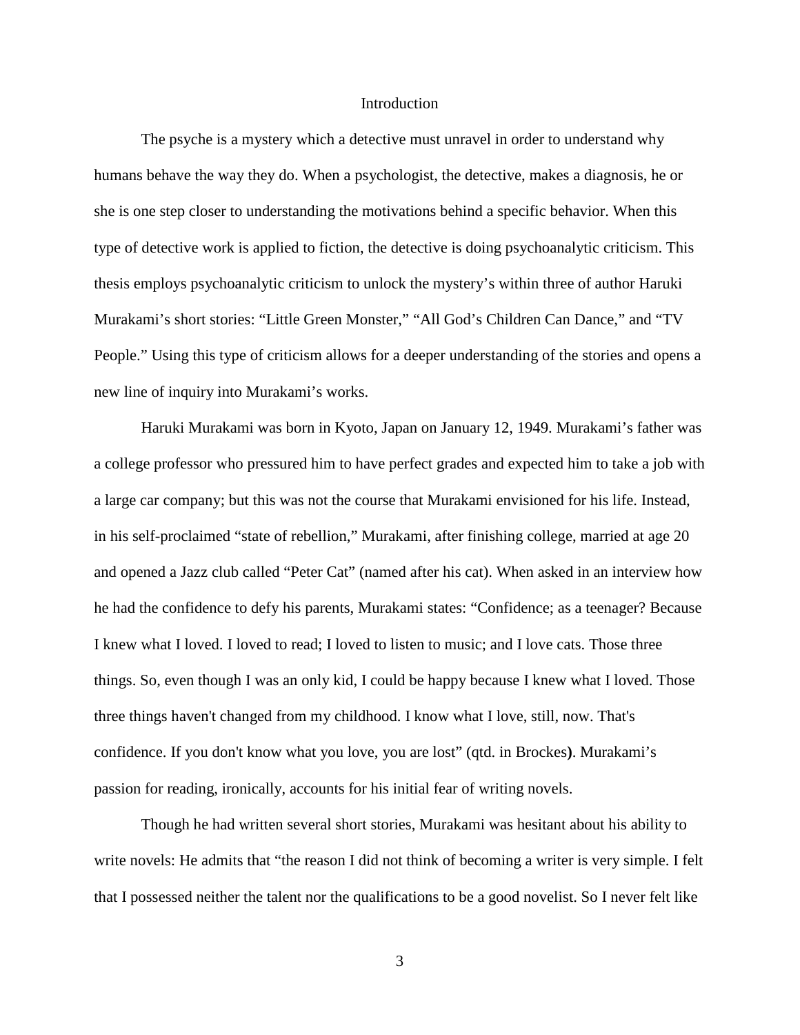# Introduction

The psyche is a mystery which a detective must unravel in order to understand why humans behave the way they do. When a psychologist, the detective, makes a diagnosis, he or she is one step closer to understanding the motivations behind a specific behavior. When this type of detective work is applied to fiction, the detective is doing psychoanalytic criticism. This thesis employs psychoanalytic criticism to unlock the mystery's within three of author Haruki Murakami's short stories: "Little Green Monster," "All God's Children Can Dance," and "TV People." Using this type of criticism allows for a deeper understanding of the stories and opens a new line of inquiry into Murakami's works.

Haruki Murakami was born in Kyoto, Japan on January 12, 1949. Murakami's father was a college professor who pressured him to have perfect grades and expected him to take a job with a large car company; but this was not the course that Murakami envisioned for his life. Instead, in his self-proclaimed "state of rebellion," Murakami, after finishing college, married at age 20 and opened a Jazz club called "Peter Cat" (named after his cat). When asked in an interview how he had the confidence to defy his parents, Murakami states: "Confidence; as a teenager? Because I knew what I loved. I loved to read; I loved to listen to music; and I love cats. Those three things. So, even though I was an only kid, I could be happy because I knew what I loved. Those three things haven't changed from my childhood. I know what I love, still, now. That's confidence. If you don't know what you love, you are lost" (qtd. in Brockes**)**. Murakami's passion for reading, ironically, accounts for his initial fear of writing novels.

Though he had written several short stories, Murakami was hesitant about his ability to write novels: He admits that "the reason I did not think of becoming a writer is very simple. I felt that I possessed neither the talent nor the qualifications to be a good novelist. So I never felt like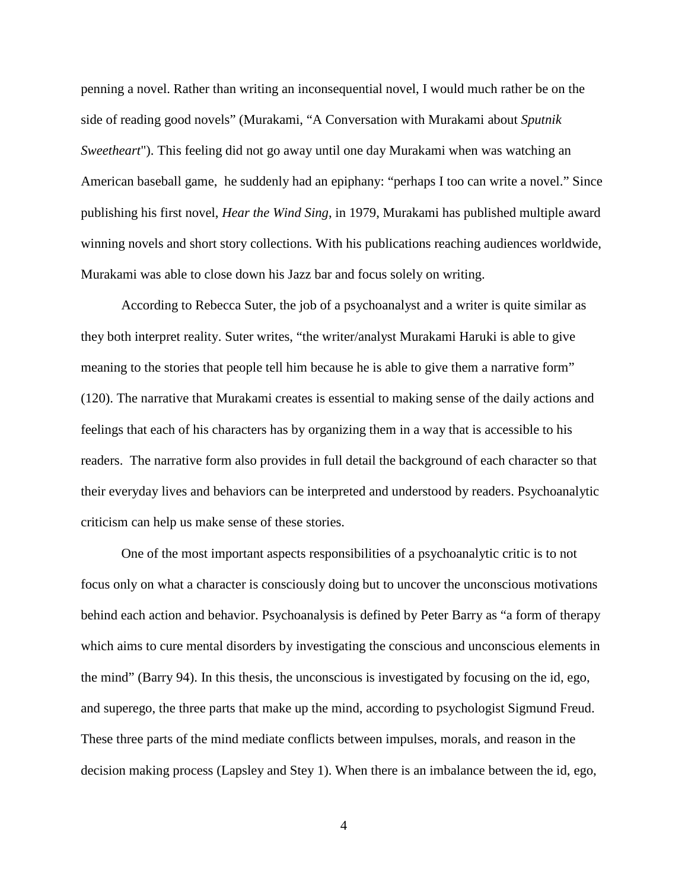penning a novel. Rather than writing an inconsequential novel, I would much rather be on the side of reading good novels" (Murakami, "A Conversation with Murakami about *Sputnik Sweetheart*"). This feeling did not go away until one day Murakami when was watching an American baseball game, he suddenly had an epiphany: "perhaps I too can write a novel." Since publishing his first novel, *Hear the Wind Sing*, in 1979, Murakami has published multiple award winning novels and short story collections. With his publications reaching audiences worldwide, Murakami was able to close down his Jazz bar and focus solely on writing.

According to Rebecca Suter, the job of a psychoanalyst and a writer is quite similar as they both interpret reality. Suter writes, "the writer/analyst Murakami Haruki is able to give meaning to the stories that people tell him because he is able to give them a narrative form" (120). The narrative that Murakami creates is essential to making sense of the daily actions and feelings that each of his characters has by organizing them in a way that is accessible to his readers. The narrative form also provides in full detail the background of each character so that their everyday lives and behaviors can be interpreted and understood by readers. Psychoanalytic criticism can help us make sense of these stories.

One of the most important aspects responsibilities of a psychoanalytic critic is to not focus only on what a character is consciously doing but to uncover the unconscious motivations behind each action and behavior. Psychoanalysis is defined by Peter Barry as "a form of therapy which aims to cure mental disorders by investigating the conscious and unconscious elements in the mind" (Barry 94). In this thesis, the unconscious is investigated by focusing on the id, ego, and superego, the three parts that make up the mind, according to psychologist Sigmund Freud. These three parts of the mind mediate conflicts between impulses, morals, and reason in the decision making process (Lapsley and Stey 1). When there is an imbalance between the id, ego,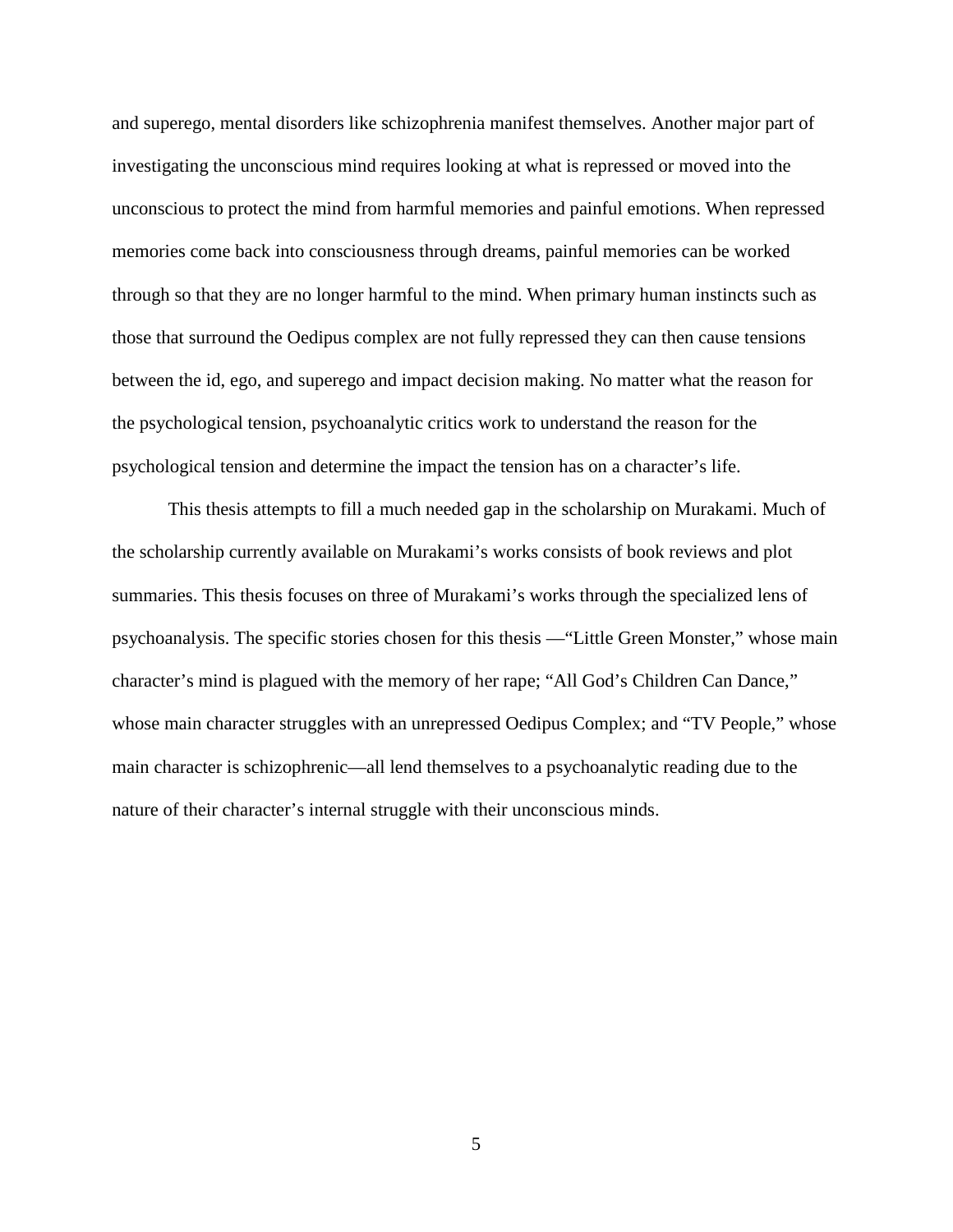and superego, mental disorders like schizophrenia manifest themselves. Another major part of investigating the unconscious mind requires looking at what is repressed or moved into the unconscious to protect the mind from harmful memories and painful emotions. When repressed memories come back into consciousness through dreams, painful memories can be worked through so that they are no longer harmful to the mind. When primary human instincts such as those that surround the Oedipus complex are not fully repressed they can then cause tensions between the id, ego, and superego and impact decision making. No matter what the reason for the psychological tension, psychoanalytic critics work to understand the reason for the psychological tension and determine the impact the tension has on a character's life.

This thesis attempts to fill a much needed gap in the scholarship on Murakami. Much of the scholarship currently available on Murakami's works consists of book reviews and plot summaries. This thesis focuses on three of Murakami's works through the specialized lens of psychoanalysis. The specific stories chosen for this thesis —"Little Green Monster," whose main character's mind is plagued with the memory of her rape; "All God's Children Can Dance," whose main character struggles with an unrepressed Oedipus Complex; and "TV People," whose main character is schizophrenic—all lend themselves to a psychoanalytic reading due to the nature of their character's internal struggle with their unconscious minds.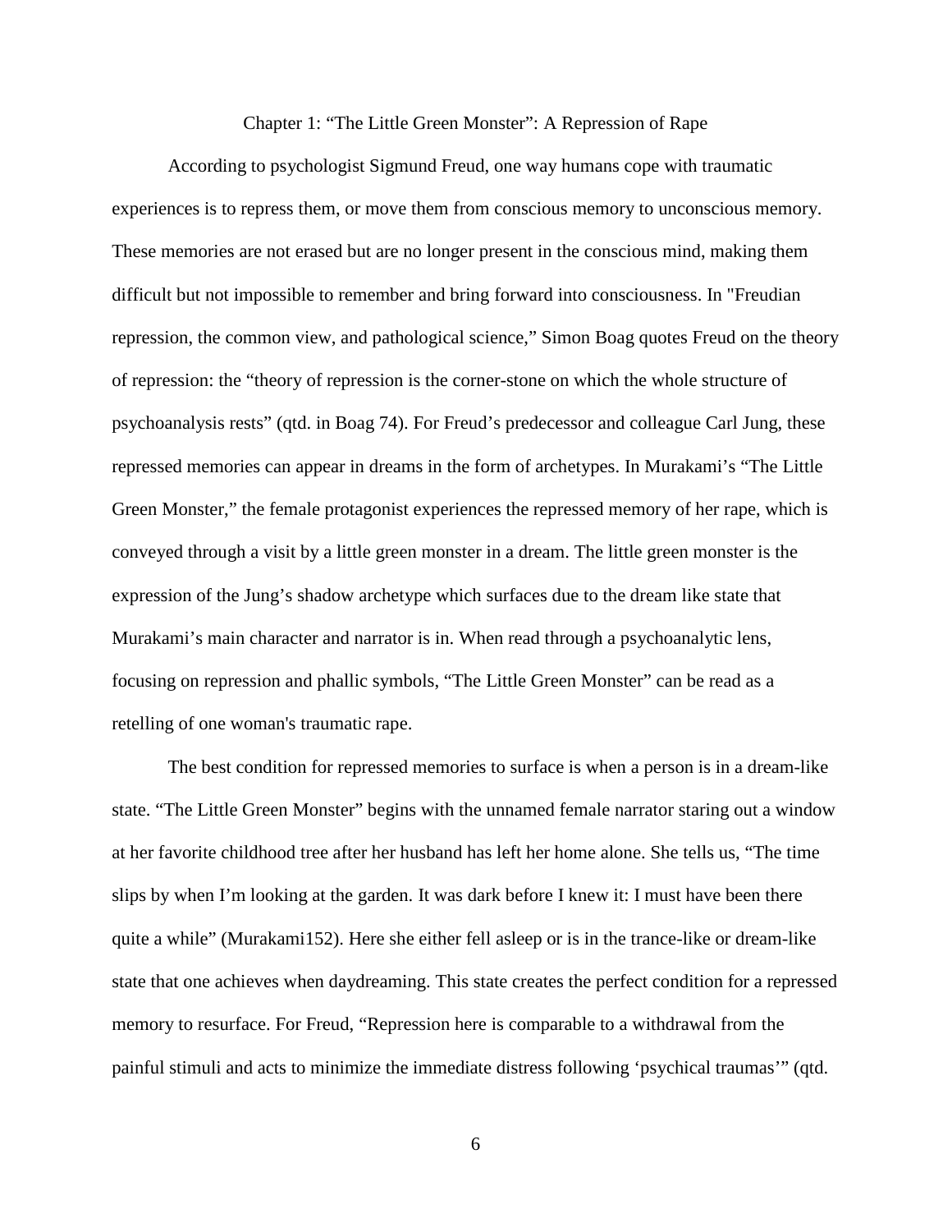## Chapter 1: "The Little Green Monster": A Repression of Rape

According to psychologist Sigmund Freud, one way humans cope with traumatic experiences is to repress them, or move them from conscious memory to unconscious memory. These memories are not erased but are no longer present in the conscious mind, making them difficult but not impossible to remember and bring forward into consciousness. In "Freudian repression, the common view, and pathological science," Simon Boag quotes Freud on the theory of repression: the "theory of repression is the corner-stone on which the whole structure of psychoanalysis rests" (qtd. in Boag 74). For Freud's predecessor and colleague Carl Jung, these repressed memories can appear in dreams in the form of archetypes. In Murakami's "The Little Green Monster," the female protagonist experiences the repressed memory of her rape, which is conveyed through a visit by a little green monster in a dream. The little green monster is the expression of the Jung's shadow archetype which surfaces due to the dream like state that Murakami's main character and narrator is in. When read through a psychoanalytic lens, focusing on repression and phallic symbols, "The Little Green Monster" can be read as a retelling of one woman's traumatic rape.

The best condition for repressed memories to surface is when a person is in a dream-like state. "The Little Green Monster" begins with the unnamed female narrator staring out a window at her favorite childhood tree after her husband has left her home alone. She tells us, "The time slips by when I'm looking at the garden. It was dark before I knew it: I must have been there quite a while" (Murakami152). Here she either fell asleep or is in the trance-like or dream-like state that one achieves when daydreaming. This state creates the perfect condition for a repressed memory to resurface. For Freud, "Repression here is comparable to a withdrawal from the painful stimuli and acts to minimize the immediate distress following 'psychical traumas'" (qtd.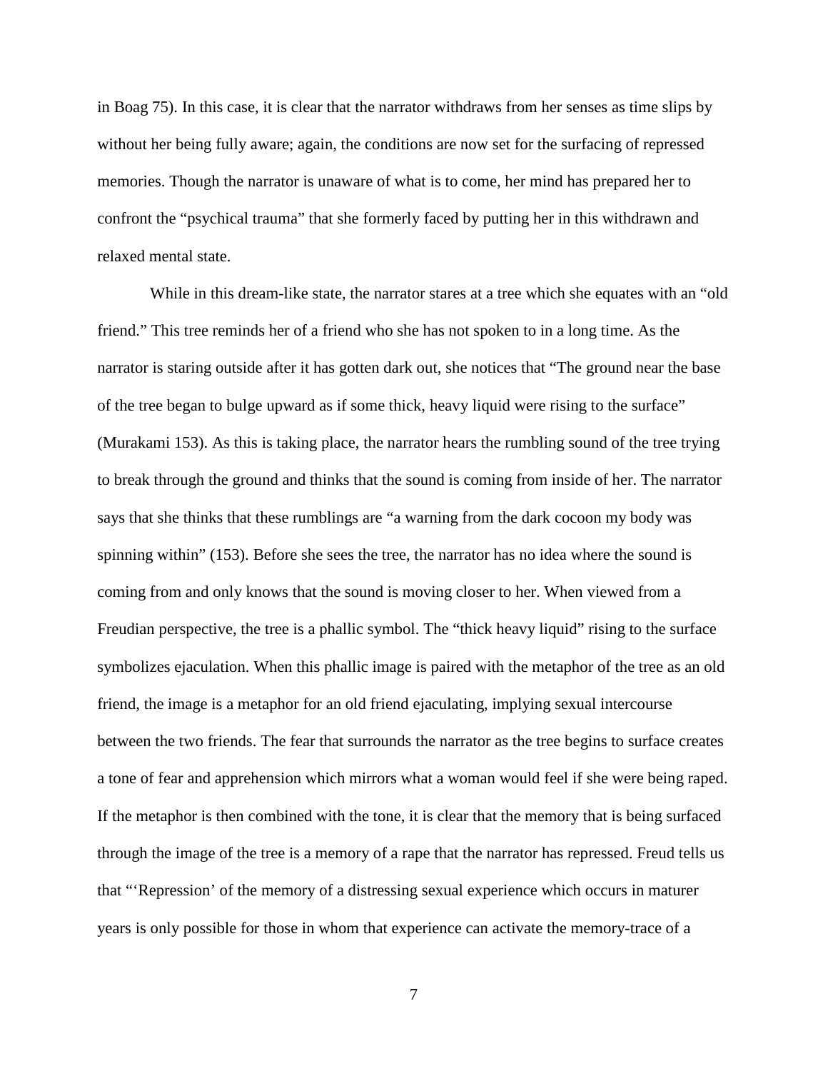in Boag 75). In this case, it is clear that the narrator withdraws from her senses as time slips by without her being fully aware; again, the conditions are now set for the surfacing of repressed memories. Though the narrator is unaware of what is to come, her mind has prepared her to confront the "psychical trauma" that she formerly faced by putting her in this withdrawn and relaxed mental state.

While in this dream-like state, the narrator stares at a tree which she equates with an "old friend." This tree reminds her of a friend who she has not spoken to in a long time. As the narrator is staring outside after it has gotten dark out, she notices that "The ground near the base of the tree began to bulge upward as if some thick, heavy liquid were rising to the surface" (Murakami 153). As this is taking place, the narrator hears the rumbling sound of the tree trying to break through the ground and thinks that the sound is coming from inside of her. The narrator says that she thinks that these rumblings are "a warning from the dark cocoon my body was spinning within" (153). Before she sees the tree, the narrator has no idea where the sound is coming from and only knows that the sound is moving closer to her. When viewed from a Freudian perspective, the tree is a phallic symbol. The "thick heavy liquid" rising to the surface symbolizes ejaculation. When this phallic image is paired with the metaphor of the tree as an old friend, the image is a metaphor for an old friend ejaculating, implying sexual intercourse between the two friends. The fear that surrounds the narrator as the tree begins to surface creates a tone of fear and apprehension which mirrors what a woman would feel if she were being raped. If the metaphor is then combined with the tone, it is clear that the memory that is being surfaced through the image of the tree is a memory of a rape that the narrator has repressed. Freud tells us that "'Repression' of the memory of a distressing sexual experience which occurs in maturer years is only possible for those in whom that experience can activate the memory-trace of a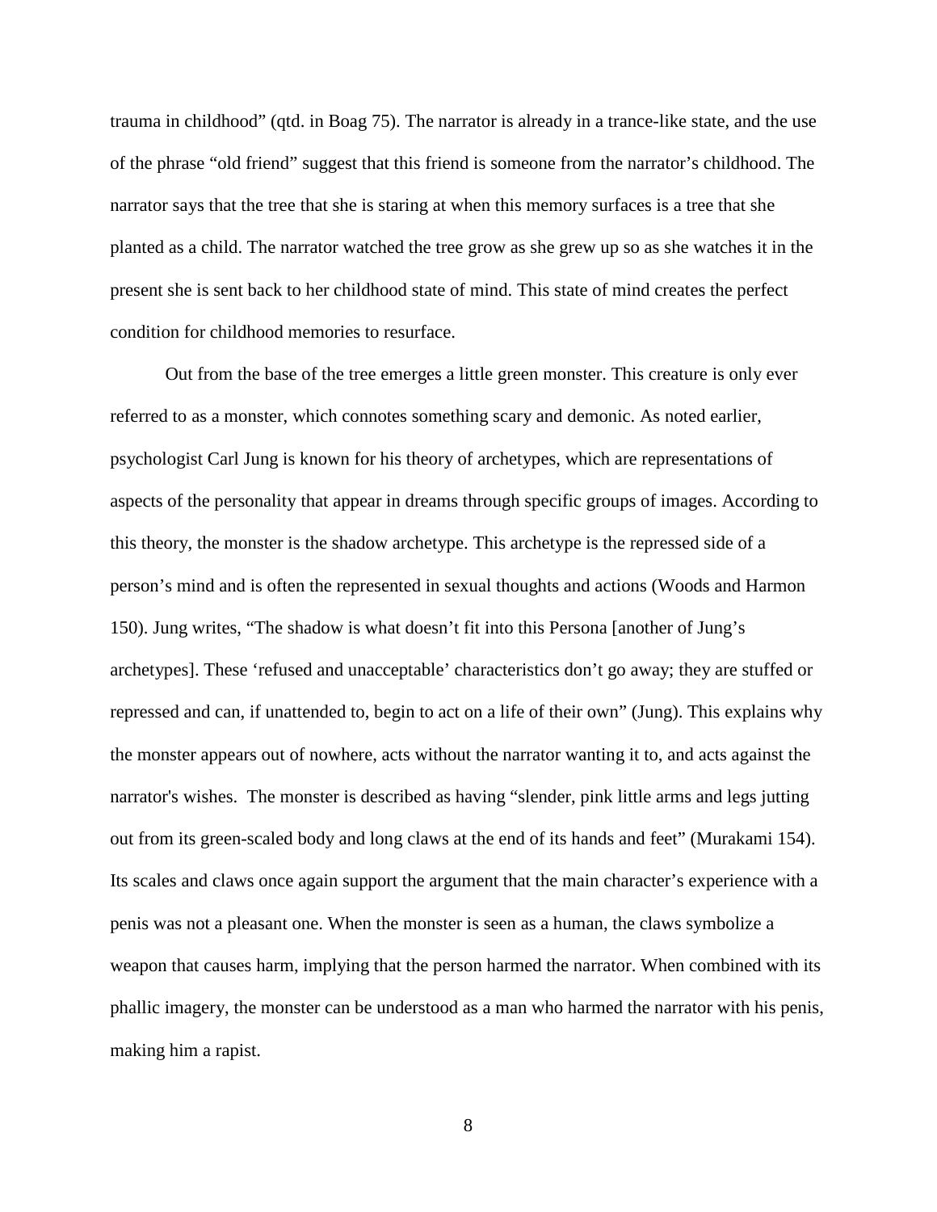trauma in childhood" (qtd. in Boag 75). The narrator is already in a trance-like state, and the use of the phrase "old friend" suggest that this friend is someone from the narrator's childhood. The narrator says that the tree that she is staring at when this memory surfaces is a tree that she planted as a child. The narrator watched the tree grow as she grew up so as she watches it in the present she is sent back to her childhood state of mind. This state of mind creates the perfect condition for childhood memories to resurface.

Out from the base of the tree emerges a little green monster. This creature is only ever referred to as a monster, which connotes something scary and demonic. As noted earlier, psychologist Carl Jung is known for his theory of archetypes, which are representations of aspects of the personality that appear in dreams through specific groups of images. According to this theory, the monster is the shadow archetype. This archetype is the repressed side of a person's mind and is often the represented in sexual thoughts and actions (Woods and Harmon 150). Jung writes, "The shadow is what doesn't fit into this Persona [another of Jung's archetypes]. These 'refused and unacceptable' characteristics don't go away; they are stuffed or repressed and can, if unattended to, begin to act on a life of their own" (Jung). This explains why the monster appears out of nowhere, acts without the narrator wanting it to, and acts against the narrator's wishes. The monster is described as having "slender, pink little arms and legs jutting out from its green-scaled body and long claws at the end of its hands and feet" (Murakami 154). Its scales and claws once again support the argument that the main character's experience with a penis was not a pleasant one. When the monster is seen as a human, the claws symbolize a weapon that causes harm, implying that the person harmed the narrator. When combined with its phallic imagery, the monster can be understood as a man who harmed the narrator with his penis, making him a rapist.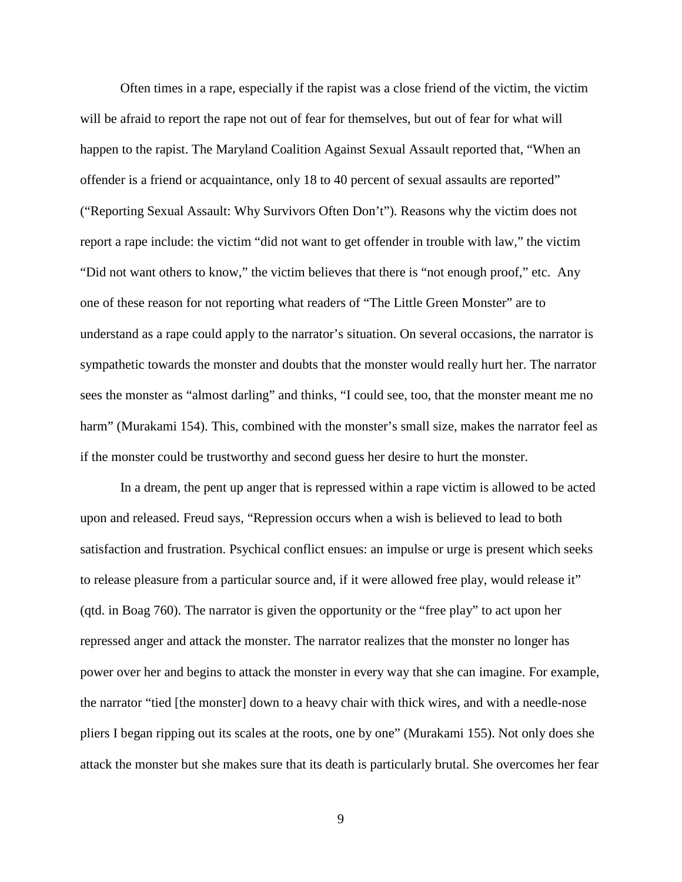Often times in a rape, especially if the rapist was a close friend of the victim, the victim will be afraid to report the rape not out of fear for themselves, but out of fear for what will happen to the rapist. The Maryland Coalition Against Sexual Assault reported that, "When an offender is a friend or acquaintance, only 18 to 40 percent of sexual assaults are reported" ("Reporting Sexual Assault: Why Survivors Often Don't"). Reasons why the victim does not report a rape include: the victim "did not want to get offender in trouble with law," the victim "Did not want others to know," the victim believes that there is "not enough proof," etc. Any one of these reason for not reporting what readers of "The Little Green Monster" are to understand as a rape could apply to the narrator's situation. On several occasions, the narrator is sympathetic towards the monster and doubts that the monster would really hurt her. The narrator sees the monster as "almost darling" and thinks, "I could see, too, that the monster meant me no harm" (Murakami 154). This, combined with the monster's small size, makes the narrator feel as if the monster could be trustworthy and second guess her desire to hurt the monster.

In a dream, the pent up anger that is repressed within a rape victim is allowed to be acted upon and released. Freud says, "Repression occurs when a wish is believed to lead to both satisfaction and frustration. Psychical conflict ensues: an impulse or urge is present which seeks to release pleasure from a particular source and, if it were allowed free play, would release it" (qtd. in Boag 760). The narrator is given the opportunity or the "free play" to act upon her repressed anger and attack the monster. The narrator realizes that the monster no longer has power over her and begins to attack the monster in every way that she can imagine. For example, the narrator "tied [the monster] down to a heavy chair with thick wires, and with a needle-nose pliers I began ripping out its scales at the roots, one by one" (Murakami 155). Not only does she attack the monster but she makes sure that its death is particularly brutal. She overcomes her fear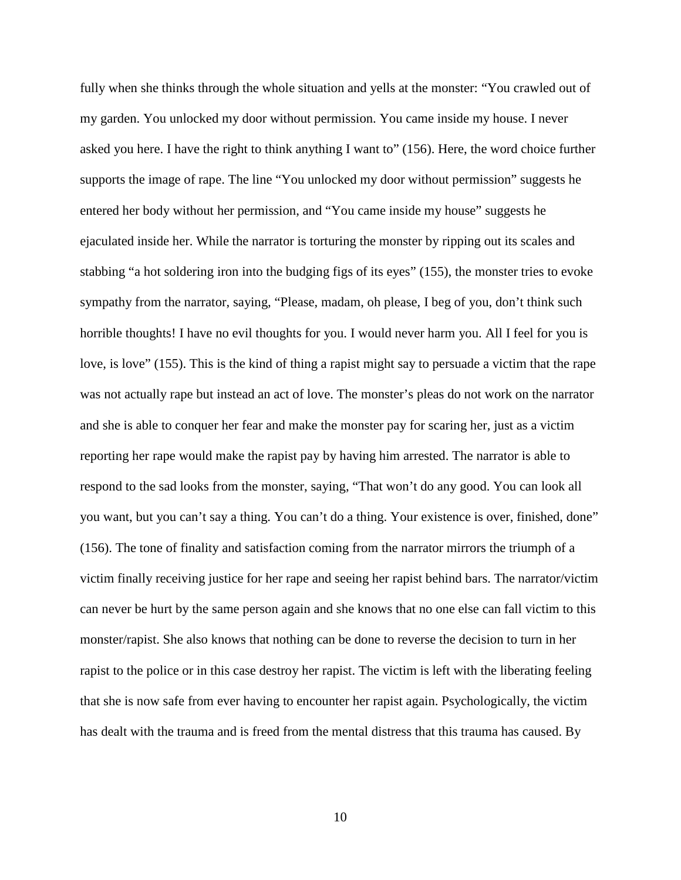fully when she thinks through the whole situation and yells at the monster: “You crawled out of my garden. You unlocked my door without permission. You came inside my house. I never asked you here. I have the right to think anything I want to” (156). Here, the word choice further supports the image of rape. The line “You unlocked my door without permission” suggests he entered her body without her permission, and “You came inside my house” suggests he ejaculated inside her. While the narrator is torturing the monster by ripping out its scales and stabbing “a hot soldering iron into the budging figs of its eyes” (155), the monster tries to evoke sympathy from the narrator, saying, “Please, madam, oh please, I beg of you, don’t think such horrible thoughts! I have no evil thoughts for you. I would never harm you. All I feel for you is love, is love” (155). This is the kind of thing a rapist might say to persuade a victim that the rape was not actually rape but instead an act of love. The monster’s pleas do not work on the narrator and she is able to conquer her fear and make the monster pay for scaring her, just as a victim reporting her rape would make the rapist pay by having him arrested. The narrator is able to respond to the sad looks from the monster, saying, “That won’t do any good. You can look all you want, but you can’t say a thing. You can’t do a thing. Your existence is over, finished, done” (156). The tone of finality and satisfaction coming from the narrator mirrors the triumph of a victim finally receiving justice for her rape and seeing her rapist behind bars. The narrator/victim can never be hurt by the same person again and she knows that no one else can fall victim to this monster/rapist. She also knows that nothing can be done to reverse the decision to turn in her rapist to the police or in this case destroy her rapist. The victim is left with the liberating feeling that she is now safe from ever having to encounter her rapist again. Psychologically, the victim has dealt with the trauma and is freed from the mental distress that this trauma has caused. By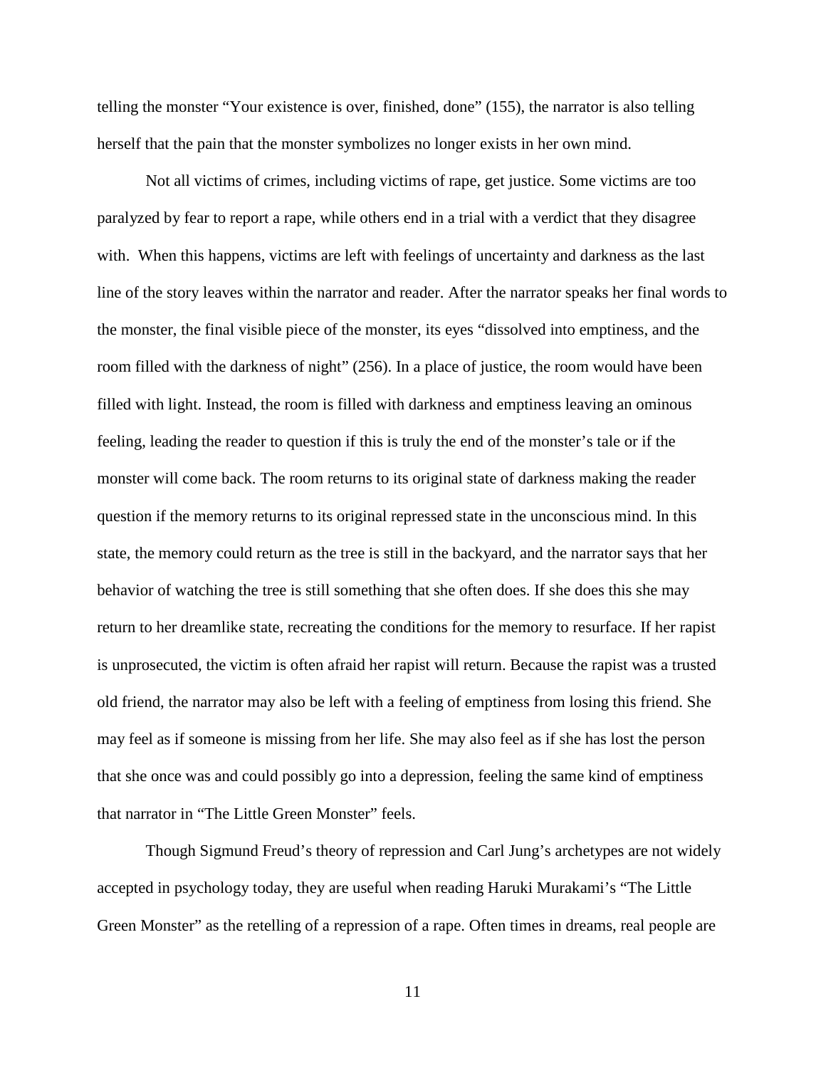telling the monster "Your existence is over, finished, done" (155), the narrator is also telling herself that the pain that the monster symbolizes no longer exists in her own mind.

Not all victims of crimes, including victims of rape, get justice. Some victims are too paralyzed by fear to report a rape, while others end in a trial with a verdict that they disagree with. When this happens, victims are left with feelings of uncertainty and darkness as the last line of the story leaves within the narrator and reader. After the narrator speaks her final words to the monster, the final visible piece of the monster, its eyes "dissolved into emptiness, and the room filled with the darkness of night" (256). In a place of justice, the room would have been filled with light. Instead, the room is filled with darkness and emptiness leaving an ominous feeling, leading the reader to question if this is truly the end of the monster's tale or if the monster will come back. The room returns to its original state of darkness making the reader question if the memory returns to its original repressed state in the unconscious mind. In this state, the memory could return as the tree is still in the backyard, and the narrator says that her behavior of watching the tree is still something that she often does. If she does this she may return to her dreamlike state, recreating the conditions for the memory to resurface. If her rapist is unprosecuted, the victim is often afraid her rapist will return. Because the rapist was a trusted old friend, the narrator may also be left with a feeling of emptiness from losing this friend. She may feel as if someone is missing from her life. She may also feel as if she has lost the person that she once was and could possibly go into a depression, feeling the same kind of emptiness that narrator in "The Little Green Monster" feels.

Though Sigmund Freud's theory of repression and Carl Jung's archetypes are not widely accepted in psychology today, they are useful when reading Haruki Murakami's "The Little Green Monster" as the retelling of a repression of a rape. Often times in dreams, real people are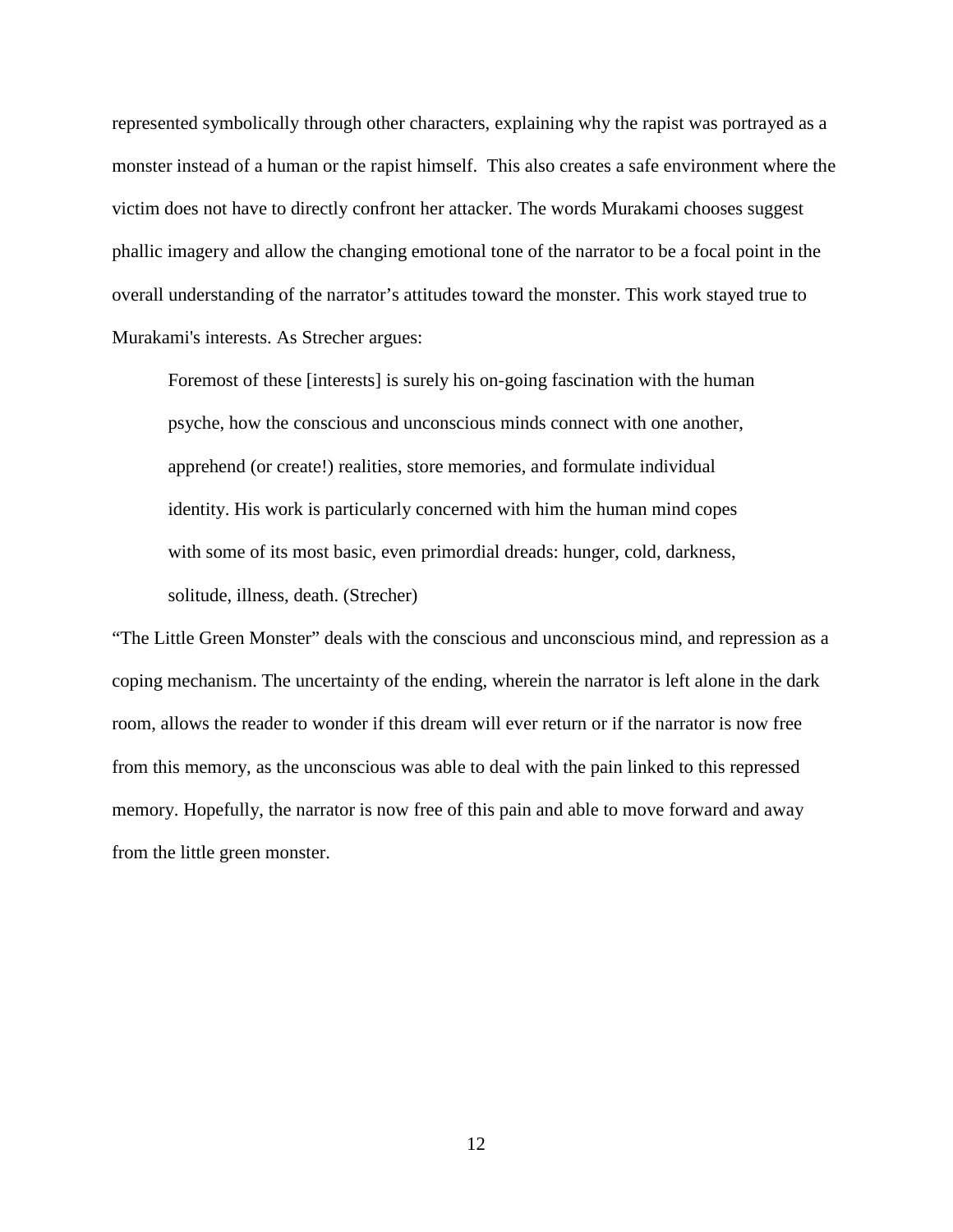represented symbolically through other characters, explaining why the rapist was portrayed as a monster instead of a human or the rapist himself. This also creates a safe environment where the victim does not have to directly confront her attacker. The words Murakami chooses suggest phallic imagery and allow the changing emotional tone of the narrator to be a focal point in the overall understanding of the narrator's attitudes toward the monster. This work stayed true to Murakami's interests. As Strecher argues:

> Foremost of these [interests] is surely his on-going fascination with the human psyche, how the conscious and unconscious minds connect with one another, apprehend (or create!) realities, store memories, and formulate individual identity. His work is particularly concerned with him the human mind copes with some of its most basic, even primordial dreads: hunger, cold, darkness, solitude, illness, death. (Strecher)

"The Little Green Monster" deals with the conscious and unconscious mind, and repression as a coping mechanism. The uncertainty of the ending, wherein the narrator is left alone in the dark room, allows the reader to wonder if this dream will ever return or if the narrator is now free from this memory, as the unconscious was able to deal with the pain linked to this repressed memory. Hopefully, the narrator is now free of this pain and able to move forward and away from the little green monster.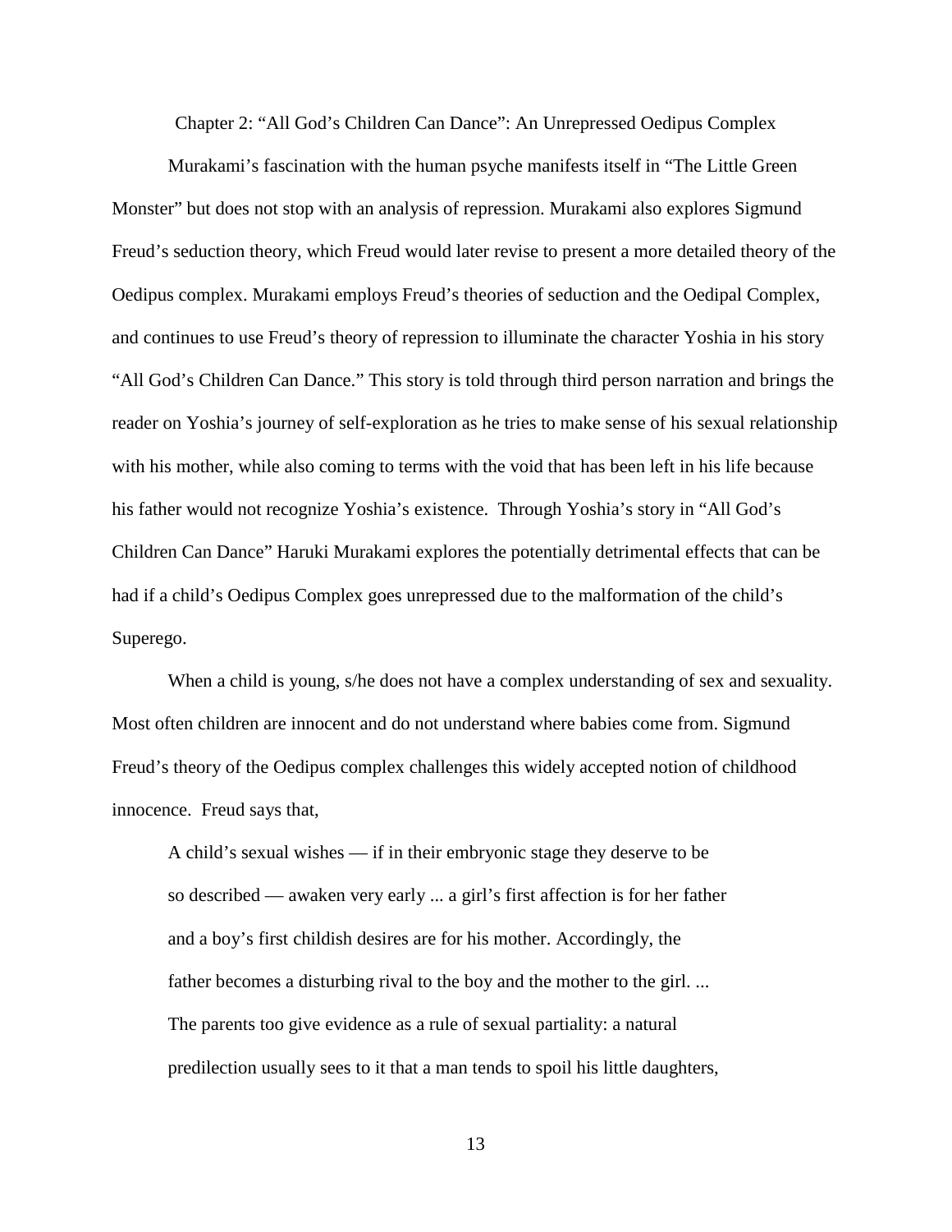## Chapter 2: "All God's Children Can Dance": An Unrepressed Oedipus Complex

Murakami's fascination with the human psyche manifests itself in "The Little Green Monster" but does not stop with an analysis of repression. Murakami also explores Sigmund Freud's seduction theory, which Freud would later revise to present a more detailed theory of the Oedipus complex. Murakami employs Freud's theories of seduction and the Oedipal Complex, and continues to use Freud's theory of repression to illuminate the character Yoshia in his story "All God's Children Can Dance." This story is told through third person narration and brings the reader on Yoshia's journey of self-exploration as he tries to make sense of his sexual relationship with his mother, while also coming to terms with the void that has been left in his life because his father would not recognize Yoshia's existence. Through Yoshia's story in "All God's Children Can Dance" Haruki Murakami explores the potentially detrimental effects that can be had if a child's Oedipus Complex goes unrepressed due to the malformation of the child's Superego.

When a child is young, s/he does not have a complex understanding of sex and sexuality. Most often children are innocent and do not understand where babies come from. Sigmund Freud's theory of the Oedipus complex challenges this widely accepted notion of childhood innocence. Freud says that,

> A child's sexual wishes — if in their embryonic stage they deserve to be so described — awaken very early ... a girl's first affection is for her father and a boy's first childish desires are for his mother. Accordingly, the father becomes a disturbing rival to the boy and the mother to the girl. ... The parents too give evidence as a rule of sexual partiality: a natural predilection usually sees to it that a man tends to spoil his little daughters,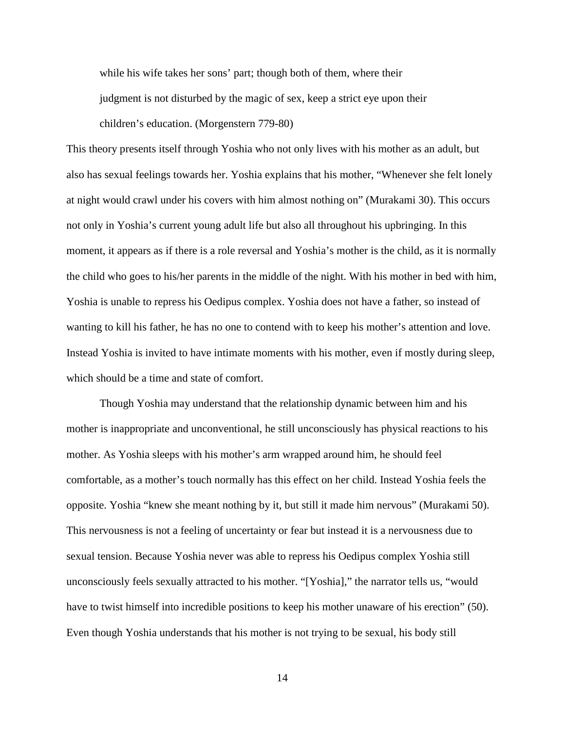> while his wife takes her sons' part; though both of them, where their judgment is not disturbed by the magic of sex, keep a strict eye upon their children's education. (Morgenstern 779-80)

This theory presents itself through Yoshia who not only lives with his mother as an adult, but also has sexual feelings towards her. Yoshia explains that his mother, "Whenever she felt lonely at night would crawl under his covers with him almost nothing on" (Murakami 30). This occurs not only in Yoshia's current young adult life but also all throughout his upbringing. In this moment, it appears as if there is a role reversal and Yoshia's mother is the child, as it is normally the child who goes to his/her parents in the middle of the night. With his mother in bed with him, Yoshia is unable to repress his Oedipus complex. Yoshia does not have a father, so instead of wanting to kill his father, he has no one to contend with to keep his mother's attention and love. Instead Yoshia is invited to have intimate moments with his mother, even if mostly during sleep, which should be a time and state of comfort.

Though Yoshia may understand that the relationship dynamic between him and his mother is inappropriate and unconventional, he still unconsciously has physical reactions to his mother. As Yoshia sleeps with his mother's arm wrapped around him, he should feel comfortable, as a mother's touch normally has this effect on her child. Instead Yoshia feels the opposite. Yoshia "knew she meant nothing by it, but still it made him nervous" (Murakami 50). This nervousness is not a feeling of uncertainty or fear but instead it is a nervousness due to sexual tension. Because Yoshia never was able to repress his Oedipus complex Yoshia still unconsciously feels sexually attracted to his mother. "[Yoshia]," the narrator tells us, "would have to twist himself into incredible positions to keep his mother unaware of his erection" (50). Even though Yoshia understands that his mother is not trying to be sexual, his body still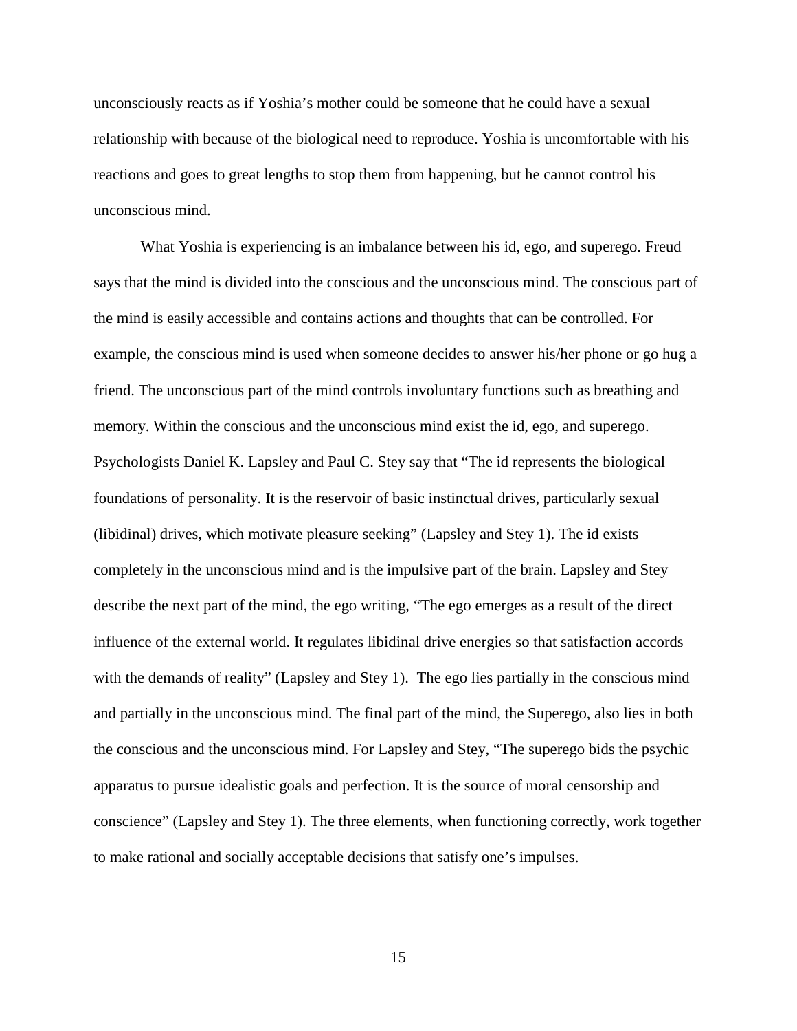unconsciously reacts as if Yoshia's mother could be someone that he could have a sexual relationship with because of the biological need to reproduce. Yoshia is uncomfortable with his reactions and goes to great lengths to stop them from happening, but he cannot control his unconscious mind.

What Yoshia is experiencing is an imbalance between his id, ego, and superego. Freud says that the mind is divided into the conscious and the unconscious mind. The conscious part of the mind is easily accessible and contains actions and thoughts that can be controlled. For example, the conscious mind is used when someone decides to answer his/her phone or go hug a friend. The unconscious part of the mind controls involuntary functions such as breathing and memory. Within the conscious and the unconscious mind exist the id, ego, and superego. Psychologists Daniel K. Lapsley and Paul C. Stey say that "The id represents the biological foundations of personality. It is the reservoir of basic instinctual drives, particularly sexual (libidinal) drives, which motivate pleasure seeking" (Lapsley and Stey 1). The id exists completely in the unconscious mind and is the impulsive part of the brain. Lapsley and Stey describe the next part of the mind, the ego writing, "The ego emerges as a result of the direct influence of the external world. It regulates libidinal drive energies so that satisfaction accords with the demands of reality" (Lapsley and Stey 1). The ego lies partially in the conscious mind and partially in the unconscious mind. The final part of the mind, the Superego, also lies in both the conscious and the unconscious mind. For Lapsley and Stey, "The superego bids the psychic apparatus to pursue idealistic goals and perfection. It is the source of moral censorship and conscience" (Lapsley and Stey 1). The three elements, when functioning correctly, work together to make rational and socially acceptable decisions that satisfy one's impulses.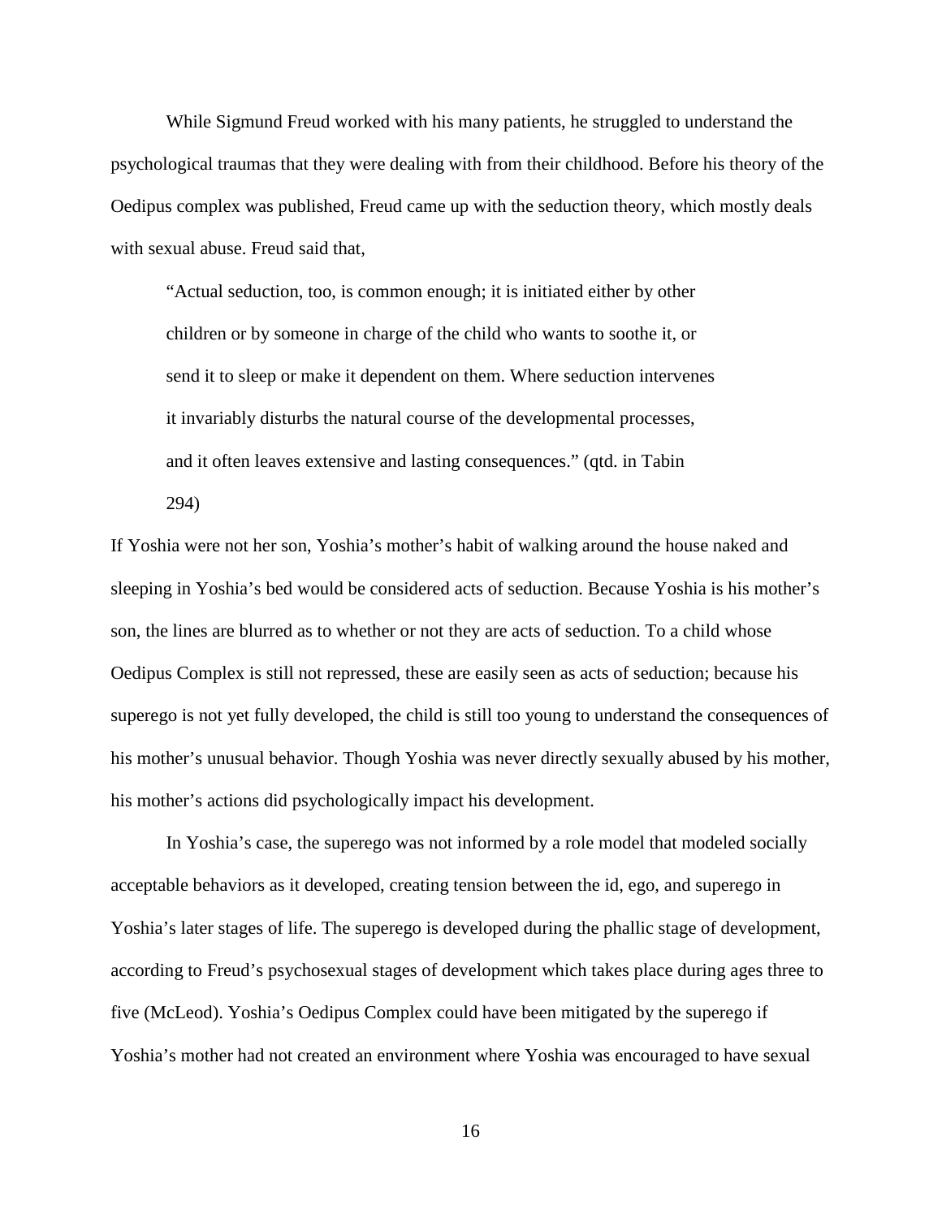While Sigmund Freud worked with his many patients, he struggled to understand the psychological traumas that they were dealing with from their childhood. Before his theory of the Oedipus complex was published, Freud came up with the seduction theory, which mostly deals with sexual abuse. Freud said that,

> "Actual seduction, too, is common enough; it is initiated either by other children or by someone in charge of the child who wants to soothe it, or send it to sleep or make it dependent on them. Where seduction intervenes it invariably disturbs the natural course of the developmental processes, and it often leaves extensive and lasting consequences." (qtd. in Tabin 294)

If Yoshia were not her son, Yoshia's mother's habit of walking around the house naked and sleeping in Yoshia's bed would be considered acts of seduction. Because Yoshia is his mother's son, the lines are blurred as to whether or not they are acts of seduction. To a child whose Oedipus Complex is still not repressed, these are easily seen as acts of seduction; because his superego is not yet fully developed, the child is still too young to understand the consequences of his mother's unusual behavior. Though Yoshia was never directly sexually abused by his mother, his mother's actions did psychologically impact his development.

In Yoshia's case, the superego was not informed by a role model that modeled socially acceptable behaviors as it developed, creating tension between the id, ego, and superego in Yoshia's later stages of life. The superego is developed during the phallic stage of development, according to Freud's psychosexual stages of development which takes place during ages three to five (McLeod). Yoshia's Oedipus Complex could have been mitigated by the superego if Yoshia's mother had not created an environment where Yoshia was encouraged to have sexual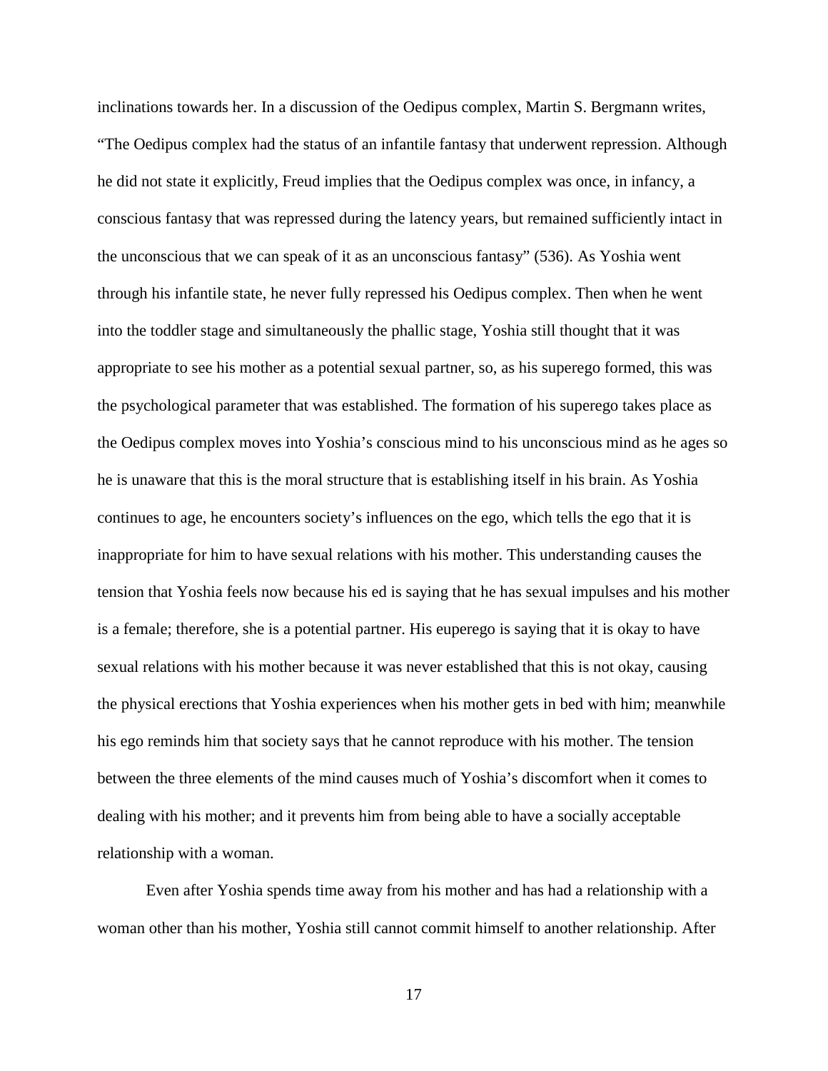inclinations towards her. In a discussion of the Oedipus complex, Martin S. Bergmann writes, "The Oedipus complex had the status of an infantile fantasy that underwent repression. Although he did not state it explicitly, Freud implies that the Oedipus complex was once, in infancy, a conscious fantasy that was repressed during the latency years, but remained sufficiently intact in the unconscious that we can speak of it as an unconscious fantasy" (536). As Yoshia went through his infantile state, he never fully repressed his Oedipus complex. Then when he went into the toddler stage and simultaneously the phallic stage, Yoshia still thought that it was appropriate to see his mother as a potential sexual partner, so, as his superego formed, this was the psychological parameter that was established. The formation of his superego takes place as the Oedipus complex moves into Yoshia's conscious mind to his unconscious mind as he ages so he is unaware that this is the moral structure that is establishing itself in his brain. As Yoshia continues to age, he encounters society's influences on the ego, which tells the ego that it is inappropriate for him to have sexual relations with his mother. This understanding causes the tension that Yoshia feels now because his ed is saying that he has sexual impulses and his mother is a female; therefore, she is a potential partner. His euperego is saying that it is okay to have sexual relations with his mother because it was never established that this is not okay, causing the physical erections that Yoshia experiences when his mother gets in bed with him; meanwhile his ego reminds him that society says that he cannot reproduce with his mother. The tension between the three elements of the mind causes much of Yoshia's discomfort when it comes to dealing with his mother; and it prevents him from being able to have a socially acceptable relationship with a woman.

Even after Yoshia spends time away from his mother and has had a relationship with a woman other than his mother, Yoshia still cannot commit himself to another relationship. After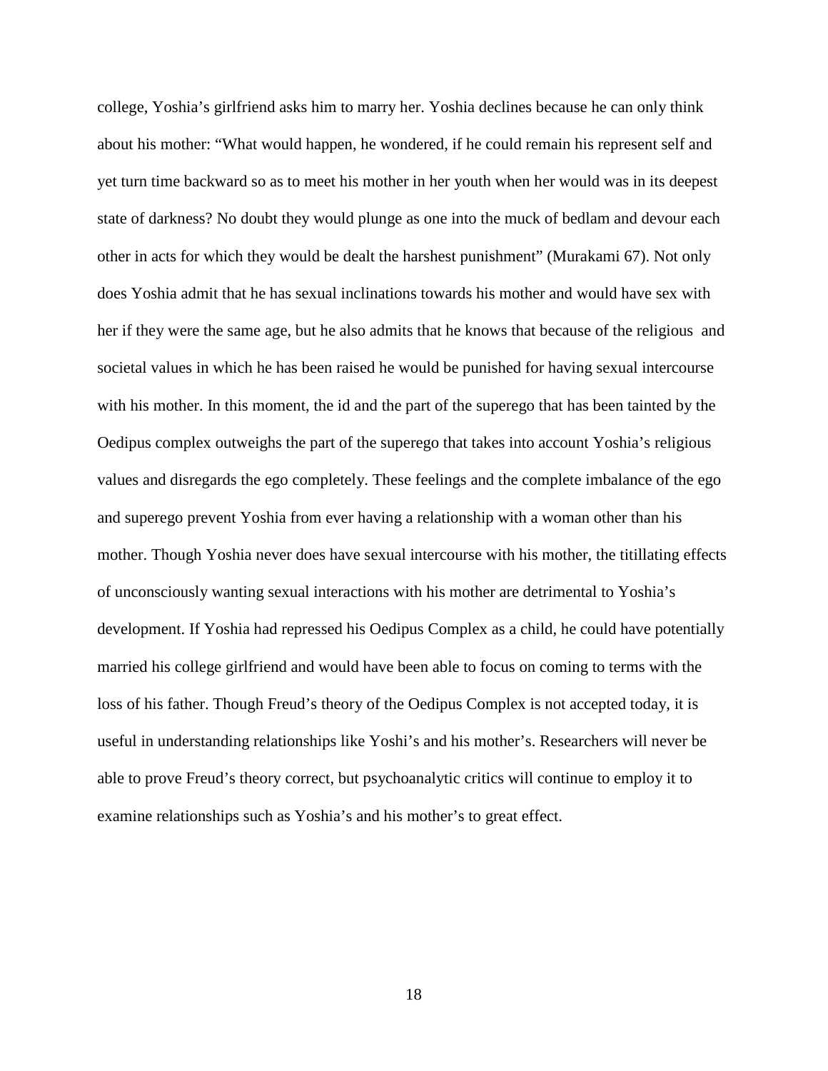college, Yoshia's girlfriend asks him to marry her. Yoshia declines because he can only think about his mother: "What would happen, he wondered, if he could remain his represent self and yet turn time backward so as to meet his mother in her youth when her would was in its deepest state of darkness? No doubt they would plunge as one into the muck of bedlam and devour each other in acts for which they would be dealt the harshest punishment" (Murakami 67). Not only does Yoshia admit that he has sexual inclinations towards his mother and would have sex with her if they were the same age, but he also admits that he knows that because of the religious and societal values in which he has been raised he would be punished for having sexual intercourse with his mother. In this moment, the id and the part of the superego that has been tainted by the Oedipus complex outweighs the part of the superego that takes into account Yoshia's religious values and disregards the ego completely. These feelings and the complete imbalance of the ego and superego prevent Yoshia from ever having a relationship with a woman other than his mother. Though Yoshia never does have sexual intercourse with his mother, the titillating effects of unconsciously wanting sexual interactions with his mother are detrimental to Yoshia's development. If Yoshia had repressed his Oedipus Complex as a child, he could have potentially married his college girlfriend and would have been able to focus on coming to terms with the loss of his father. Though Freud's theory of the Oedipus Complex is not accepted today, it is useful in understanding relationships like Yoshi's and his mother's. Researchers will never be able to prove Freud's theory correct, but psychoanalytic critics will continue to employ it to examine relationships such as Yoshia's and his mother's to great effect.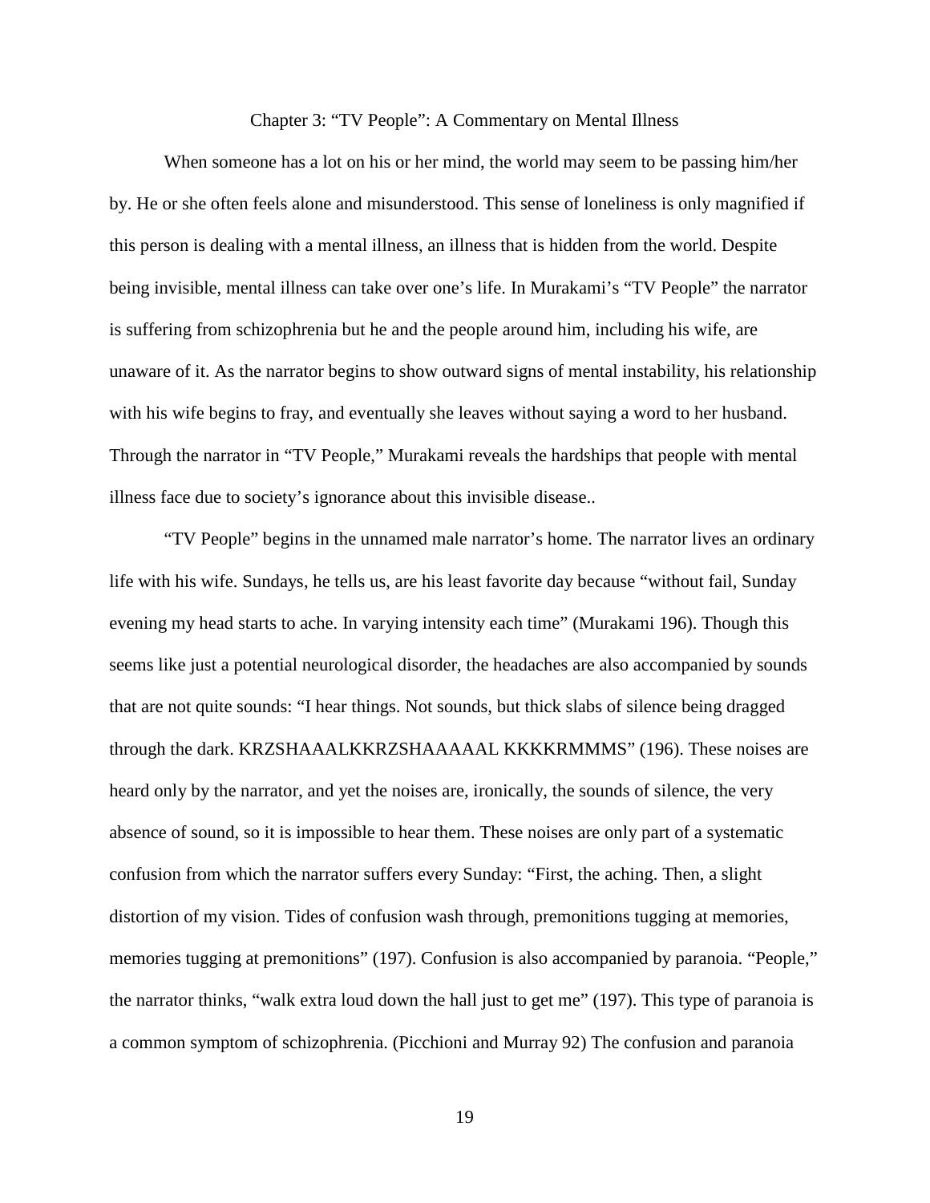## Chapter 3: "TV People": A Commentary on Mental Illness

When someone has a lot on his or her mind, the world may seem to be passing him/her by. He or she often feels alone and misunderstood. This sense of loneliness is only magnified if this person is dealing with a mental illness, an illness that is hidden from the world. Despite being invisible, mental illness can take over one's life. In Murakami's "TV People" the narrator is suffering from schizophrenia but he and the people around him, including his wife, are unaware of it. As the narrator begins to show outward signs of mental instability, his relationship with his wife begins to fray, and eventually she leaves without saying a word to her husband. Through the narrator in "TV People," Murakami reveals the hardships that people with mental illness face due to society's ignorance about this invisible disease..

"TV People" begins in the unnamed male narrator's home. The narrator lives an ordinary life with his wife. Sundays, he tells us, are his least favorite day because "without fail, Sunday evening my head starts to ache. In varying intensity each time" (Murakami 196). Though this seems like just a potential neurological disorder, the headaches are also accompanied by sounds that are not quite sounds: "I hear things. Not sounds, but thick slabs of silence being dragged through the dark. KRZSHAAALKKRZSHAAAAAL KKKKRMMMS" (196). These noises are heard only by the narrator, and yet the noises are, ironically, the sounds of silence, the very absence of sound, so it is impossible to hear them. These noises are only part of a systematic confusion from which the narrator suffers every Sunday: "First, the aching. Then, a slight distortion of my vision. Tides of confusion wash through, premonitions tugging at memories, memories tugging at premonitions" (197). Confusion is also accompanied by paranoia. "People," the narrator thinks, "walk extra loud down the hall just to get me" (197). This type of paranoia is a common symptom of schizophrenia. (Picchioni and Murray 92) The confusion and paranoia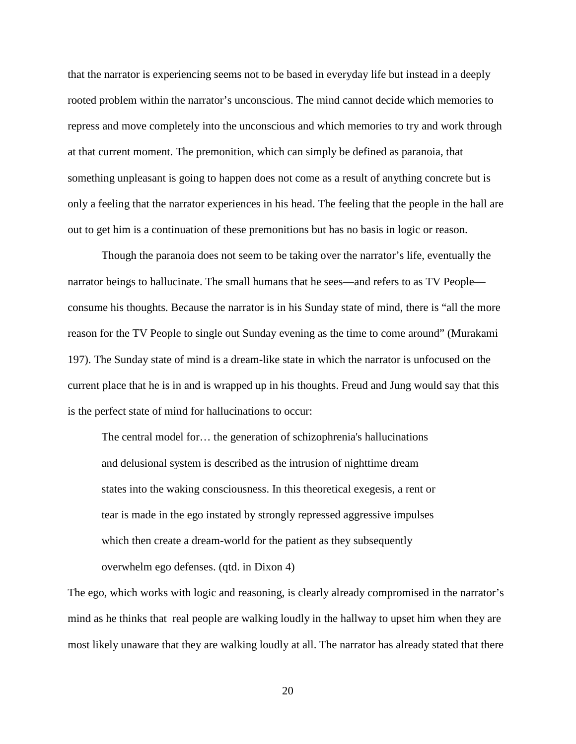that the narrator is experiencing seems not to be based in everyday life but instead in a deeply rooted problem within the narrator's unconscious. The mind cannot decide which memories to repress and move completely into the unconscious and which memories to try and work through at that current moment. The premonition, which can simply be defined as paranoia, that something unpleasant is going to happen does not come as a result of anything concrete but is only a feeling that the narrator experiences in his head. The feeling that the people in the hall are out to get him is a continuation of these premonitions but has no basis in logic or reason.

Though the paranoia does not seem to be taking over the narrator's life, eventually the narrator beings to hallucinate. The small humans that he sees—and refers to as TV People—consume his thoughts. Because the narrator is in his Sunday state of mind, there is "all the more reason for the TV People to single out Sunday evening as the time to come around" (Murakami 197). The Sunday state of mind is a dream-like state in which the narrator is unfocused on the current place that he is in and is wrapped up in his thoughts. Freud and Jung would say that this is the perfect state of mind for hallucinations to occur:

> The central model for… the generation of schizophrenia's hallucinations and delusional system is described as the intrusion of nighttime dream states into the waking consciousness. In this theoretical exegesis, a rent or tear is made in the ego instated by strongly repressed aggressive impulses which then create a dream-world for the patient as they subsequently overwhelm ego defenses. (qtd. in Dixon 4)

The ego, which works with logic and reasoning, is clearly already compromised in the narrator's mind as he thinks that real people are walking loudly in the hallway to upset him when they are most likely unaware that they are walking loudly at all. The narrator has already stated that there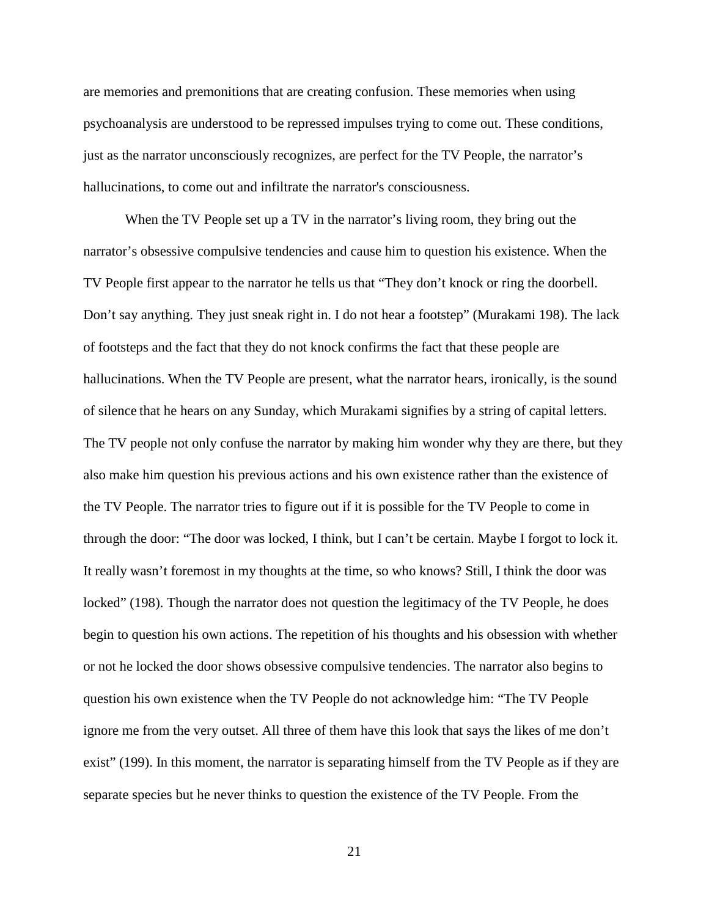are memories and premonitions that are creating confusion. These memories when using psychoanalysis are understood to be repressed impulses trying to come out. These conditions, just as the narrator unconsciously recognizes, are perfect for the TV People, the narrator's hallucinations, to come out and infiltrate the narrator's consciousness.

When the TV People set up a TV in the narrator's living room, they bring out the narrator's obsessive compulsive tendencies and cause him to question his existence. When the TV People first appear to the narrator he tells us that "They don't knock or ring the doorbell. Don't say anything. They just sneak right in. I do not hear a footstep" (Murakami 198). The lack of footsteps and the fact that they do not knock confirms the fact that these people are hallucinations. When the TV People are present, what the narrator hears, ironically, is the sound of silence that he hears on any Sunday, which Murakami signifies by a string of capital letters. The TV people not only confuse the narrator by making him wonder why they are there, but they also make him question his previous actions and his own existence rather than the existence of the TV People. The narrator tries to figure out if it is possible for the TV People to come in through the door: "The door was locked, I think, but I can't be certain. Maybe I forgot to lock it. It really wasn't foremost in my thoughts at the time, so who knows? Still, I think the door was locked" (198). Though the narrator does not question the legitimacy of the TV People, he does begin to question his own actions. The repetition of his thoughts and his obsession with whether or not he locked the door shows obsessive compulsive tendencies. The narrator also begins to question his own existence when the TV People do not acknowledge him: "The TV People ignore me from the very outset. All three of them have this look that says the likes of me don't exist" (199). In this moment, the narrator is separating himself from the TV People as if they are separate species but he never thinks to question the existence of the TV People. From the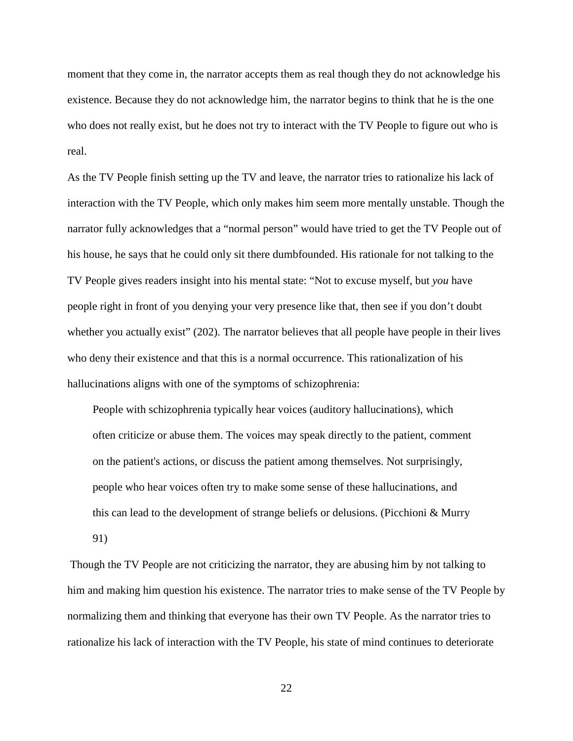moment that they come in, the narrator accepts them as real though they do not acknowledge his existence. Because they do not acknowledge him, the narrator begins to think that he is the one who does not really exist, but he does not try to interact with the TV People to figure out who is real.

As the TV People finish setting up the TV and leave, the narrator tries to rationalize his lack of interaction with the TV People, which only makes him seem more mentally unstable. Though the narrator fully acknowledges that a "normal person" would have tried to get the TV People out of his house, he says that he could only sit there dumbfounded. His rationale for not talking to the TV People gives readers insight into his mental state: "Not to excuse myself, but *you* have people right in front of you denying your very presence like that, then see if you don't doubt whether you actually exist" (202). The narrator believes that all people have people in their lives who deny their existence and that this is a normal occurrence. This rationalization of his hallucinations aligns with one of the symptoms of schizophrenia:

> People with schizophrenia typically hear voices (auditory hallucinations), which often criticize or abuse them. The voices may speak directly to the patient, comment on the patient's actions, or discuss the patient among themselves. Not surprisingly, people who hear voices often try to make some sense of these hallucinations, and this can lead to the development of strange beliefs or delusions. (Picchioni & Murry 91)

Though the TV People are not criticizing the narrator, they are abusing him by not talking to him and making him question his existence. The narrator tries to make sense of the TV People by normalizing them and thinking that everyone has their own TV People. As the narrator tries to rationalize his lack of interaction with the TV People, his state of mind continues to deteriorate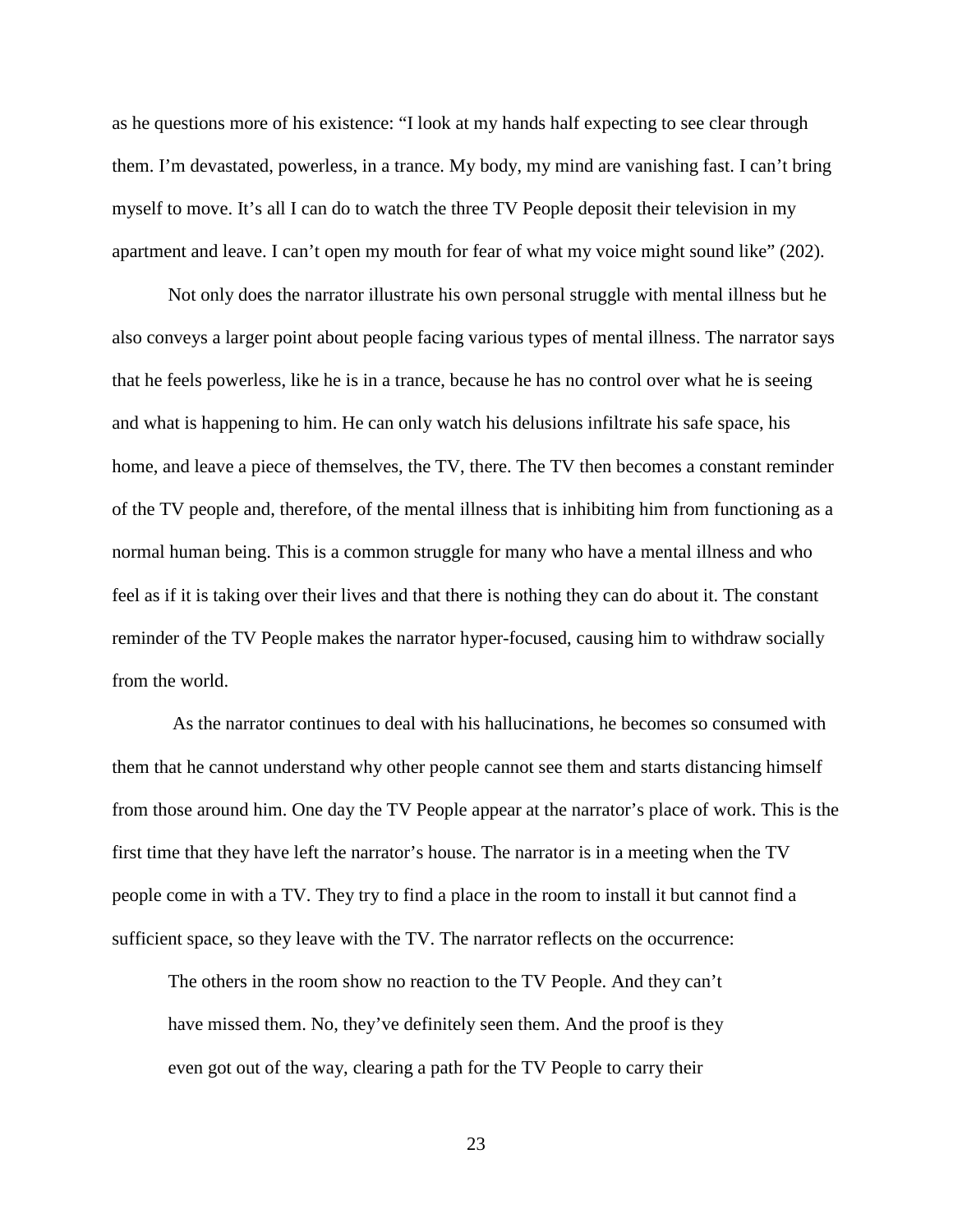as he questions more of his existence: "I look at my hands half expecting to see clear through them. I'm devastated, powerless, in a trance. My body, my mind are vanishing fast. I can't bring myself to move. It's all I can do to watch the three TV People deposit their television in my apartment and leave. I can't open my mouth for fear of what my voice might sound like" (202).

Not only does the narrator illustrate his own personal struggle with mental illness but he also conveys a larger point about people facing various types of mental illness. The narrator says that he feels powerless, like he is in a trance, because he has no control over what he is seeing and what is happening to him. He can only watch his delusions infiltrate his safe space, his home, and leave a piece of themselves, the TV, there. The TV then becomes a constant reminder of the TV people and, therefore, of the mental illness that is inhibiting him from functioning as a normal human being. This is a common struggle for many who have a mental illness and who feel as if it is taking over their lives and that there is nothing they can do about it. The constant reminder of the TV People makes the narrator hyper-focused, causing him to withdraw socially from the world.

As the narrator continues to deal with his hallucinations, he becomes so consumed with them that he cannot understand why other people cannot see them and starts distancing himself from those around him. One day the TV People appear at the narrator's place of work. This is the first time that they have left the narrator's house. The narrator is in a meeting when the TV people come in with a TV. They try to find a place in the room to install it but cannot find a sufficient space, so they leave with the TV. The narrator reflects on the occurrence:

> The others in the room show no reaction to the TV People. And they can't have missed them. No, they've definitely seen them. And the proof is they even got out of the way, clearing a path for the TV People to carry their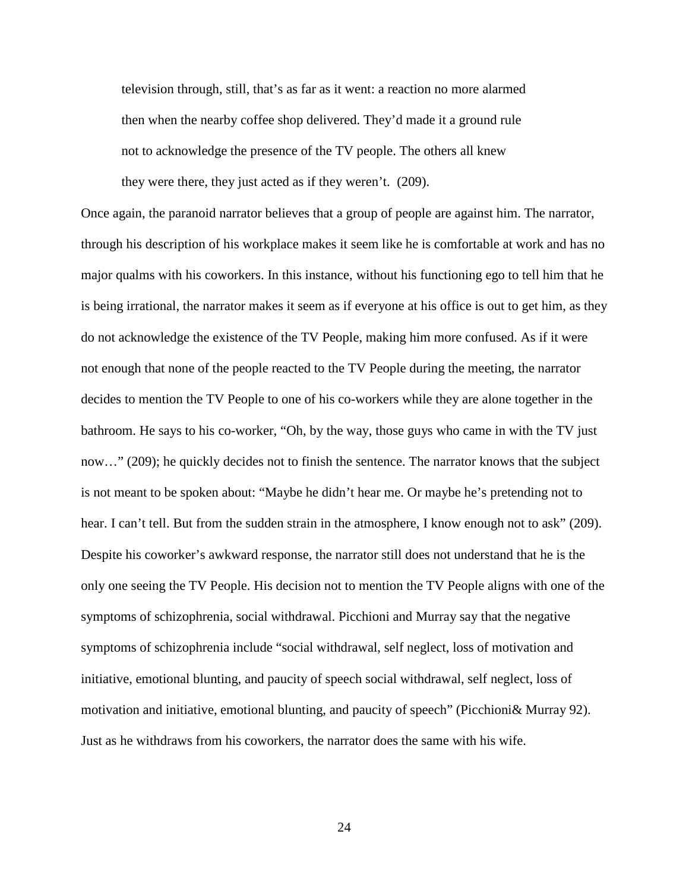> television through, still, that's as far as it went: a reaction no more alarmed then when the nearby coffee shop delivered. They'd made it a ground rule not to acknowledge the presence of the TV people. The others all knew they were there, they just acted as if they weren't. (209).

Once again, the paranoid narrator believes that a group of people are against him. The narrator, through his description of his workplace makes it seem like he is comfortable at work and has no major qualms with his coworkers. In this instance, without his functioning ego to tell him that he is being irrational, the narrator makes it seem as if everyone at his office is out to get him, as they do not acknowledge the existence of the TV People, making him more confused. As if it were not enough that none of the people reacted to the TV People during the meeting, the narrator decides to mention the TV People to one of his co-workers while they are alone together in the bathroom. He says to his co-worker, "Oh, by the way, those guys who came in with the TV just now…" (209); he quickly decides not to finish the sentence. The narrator knows that the subject is not meant to be spoken about: "Maybe he didn't hear me. Or maybe he's pretending not to hear. I can't tell. But from the sudden strain in the atmosphere, I know enough not to ask" (209). Despite his coworker's awkward response, the narrator still does not understand that he is the only one seeing the TV People. His decision not to mention the TV People aligns with one of the symptoms of schizophrenia, social withdrawal. Picchioni and Murray say that the negative symptoms of schizophrenia include "social withdrawal, self neglect, loss of motivation and initiative, emotional blunting, and paucity of speech social withdrawal, self neglect, loss of motivation and initiative, emotional blunting, and paucity of speech" (Picchioni& Murray 92). Just as he withdraws from his coworkers, the narrator does the same with his wife.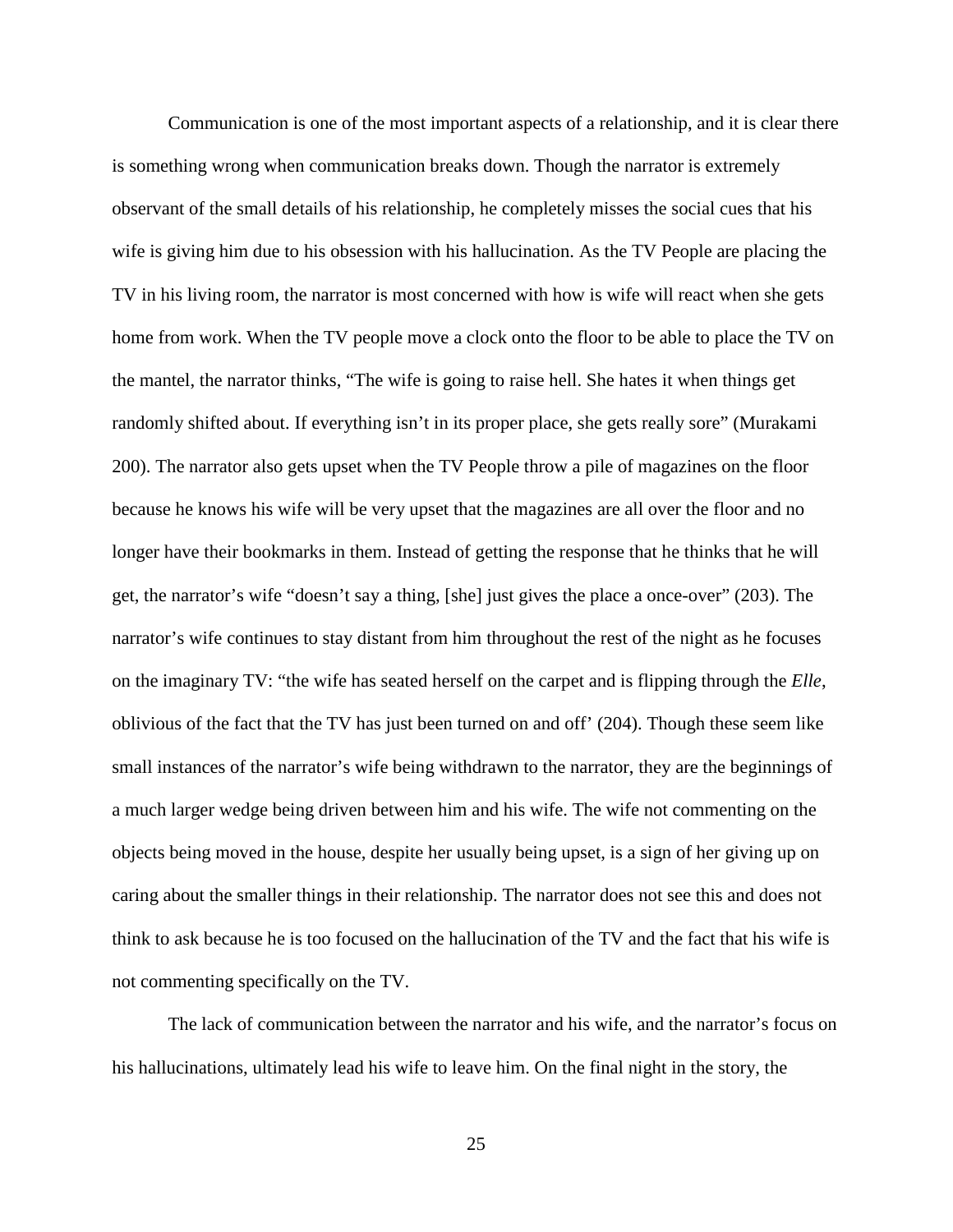Communication is one of the most important aspects of a relationship, and it is clear there is something wrong when communication breaks down. Though the narrator is extremely observant of the small details of his relationship, he completely misses the social cues that his wife is giving him due to his obsession with his hallucination. As the TV People are placing the TV in his living room, the narrator is most concerned with how is wife will react when she gets home from work. When the TV people move a clock onto the floor to be able to place the TV on the mantel, the narrator thinks, "The wife is going to raise hell. She hates it when things get randomly shifted about. If everything isn't in its proper place, she gets really sore" (Murakami 200). The narrator also gets upset when the TV People throw a pile of magazines on the floor because he knows his wife will be very upset that the magazines are all over the floor and no longer have their bookmarks in them. Instead of getting the response that he thinks that he will get, the narrator's wife "doesn't say a thing, [she] just gives the place a once-over" (203). The narrator's wife continues to stay distant from him throughout the rest of the night as he focuses on the imaginary TV: "the wife has seated herself on the carpet and is flipping through the *Elle*, oblivious of the fact that the TV has just been turned on and off' (204). Though these seem like small instances of the narrator's wife being withdrawn to the narrator, they are the beginnings of a much larger wedge being driven between him and his wife. The wife not commenting on the objects being moved in the house, despite her usually being upset, is a sign of her giving up on caring about the smaller things in their relationship. The narrator does not see this and does not think to ask because he is too focused on the hallucination of the TV and the fact that his wife is not commenting specifically on the TV.

The lack of communication between the narrator and his wife, and the narrator's focus on his hallucinations, ultimately lead his wife to leave him. On the final night in the story, the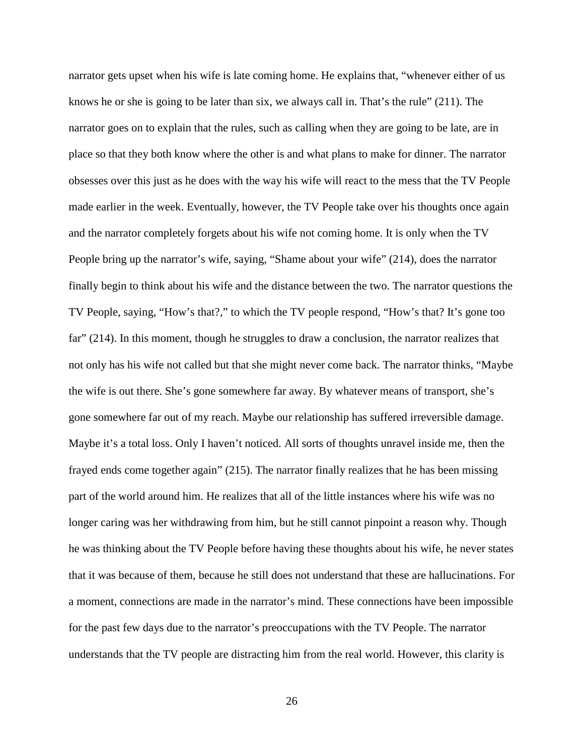narrator gets upset when his wife is late coming home. He explains that, "whenever either of us knows he or she is going to be later than six, we always call in. That's the rule" (211). The narrator goes on to explain that the rules, such as calling when they are going to be late, are in place so that they both know where the other is and what plans to make for dinner. The narrator obsesses over this just as he does with the way his wife will react to the mess that the TV People made earlier in the week. Eventually, however, the TV People take over his thoughts once again and the narrator completely forgets about his wife not coming home. It is only when the TV People bring up the narrator's wife, saying, "Shame about your wife" (214), does the narrator finally begin to think about his wife and the distance between the two. The narrator questions the TV People, saying, "How's that?," to which the TV people respond, "How's that? It's gone too far" (214). In this moment, though he struggles to draw a conclusion, the narrator realizes that not only has his wife not called but that she might never come back. The narrator thinks, "Maybe the wife is out there. She's gone somewhere far away. By whatever means of transport, she's gone somewhere far out of my reach. Maybe our relationship has suffered irreversible damage. Maybe it's a total loss. Only I haven't noticed. All sorts of thoughts unravel inside me, then the frayed ends come together again" (215). The narrator finally realizes that he has been missing part of the world around him. He realizes that all of the little instances where his wife was no longer caring was her withdrawing from him, but he still cannot pinpoint a reason why. Though he was thinking about the TV People before having these thoughts about his wife, he never states that it was because of them, because he still does not understand that these are hallucinations. For a moment, connections are made in the narrator's mind. These connections have been impossible for the past few days due to the narrator's preoccupations with the TV People. The narrator understands that the TV people are distracting him from the real world. However, this clarity is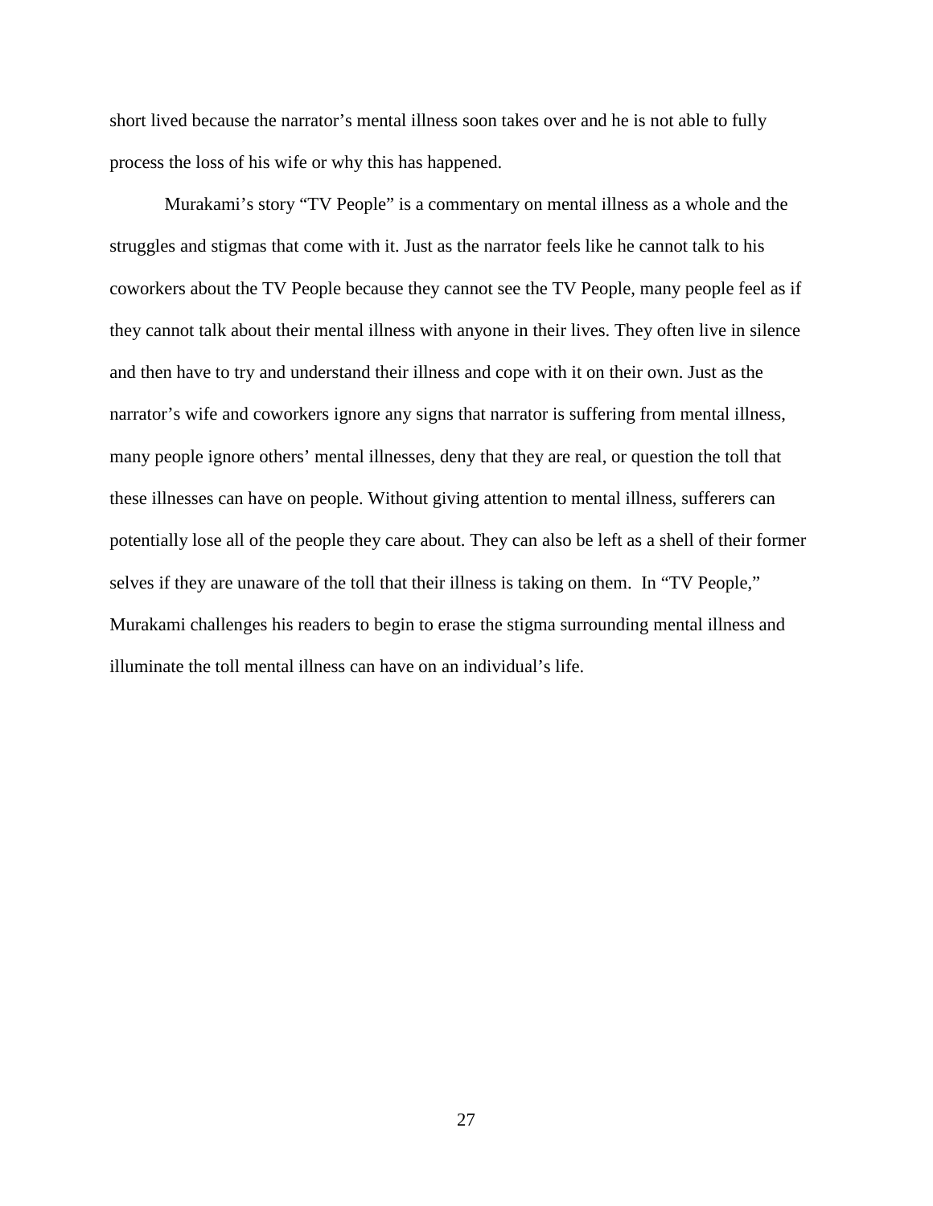short lived because the narrator's mental illness soon takes over and he is not able to fully process the loss of his wife or why this has happened.

Murakami's story "TV People" is a commentary on mental illness as a whole and the struggles and stigmas that come with it. Just as the narrator feels like he cannot talk to his coworkers about the TV People because they cannot see the TV People, many people feel as if they cannot talk about their mental illness with anyone in their lives. They often live in silence and then have to try and understand their illness and cope with it on their own. Just as the narrator's wife and coworkers ignore any signs that narrator is suffering from mental illness, many people ignore others' mental illnesses, deny that they are real, or question the toll that these illnesses can have on people. Without giving attention to mental illness, sufferers can potentially lose all of the people they care about. They can also be left as a shell of their former selves if they are unaware of the toll that their illness is taking on them. In "TV People," Murakami challenges his readers to begin to erase the stigma surrounding mental illness and illuminate the toll mental illness can have on an individual's life.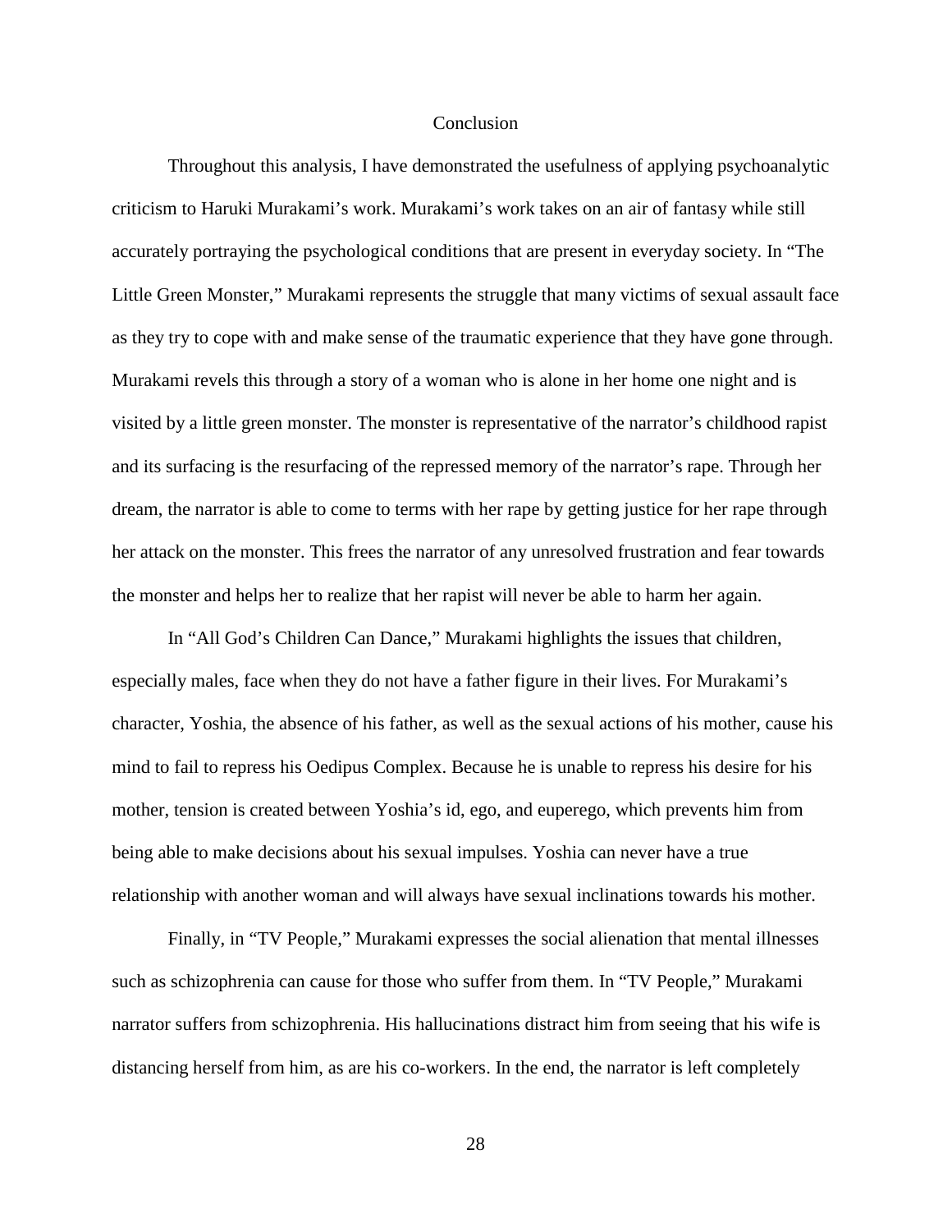## Conclusion

Throughout this analysis, I have demonstrated the usefulness of applying psychoanalytic criticism to Haruki Murakami's work. Murakami's work takes on an air of fantasy while still accurately portraying the psychological conditions that are present in everyday society. In "The Little Green Monster," Murakami represents the struggle that many victims of sexual assault face as they try to cope with and make sense of the traumatic experience that they have gone through. Murakami revels this through a story of a woman who is alone in her home one night and is visited by a little green monster. The monster is representative of the narrator's childhood rapist and its surfacing is the resurfacing of the repressed memory of the narrator's rape. Through her dream, the narrator is able to come to terms with her rape by getting justice for her rape through her attack on the monster. This frees the narrator of any unresolved frustration and fear towards the monster and helps her to realize that her rapist will never be able to harm her again.

In "All God's Children Can Dance," Murakami highlights the issues that children, especially males, face when they do not have a father figure in their lives. For Murakami's character, Yoshia, the absence of his father, as well as the sexual actions of his mother, cause his mind to fail to repress his Oedipus Complex. Because he is unable to repress his desire for his mother, tension is created between Yoshia's id, ego, and euperego, which prevents him from being able to make decisions about his sexual impulses. Yoshia can never have a true relationship with another woman and will always have sexual inclinations towards his mother.

Finally, in "TV People," Murakami expresses the social alienation that mental illnesses such as schizophrenia can cause for those who suffer from them. In "TV People," Murakami narrator suffers from schizophrenia. His hallucinations distract him from seeing that his wife is distancing herself from him, as are his co-workers. In the end, the narrator is left completely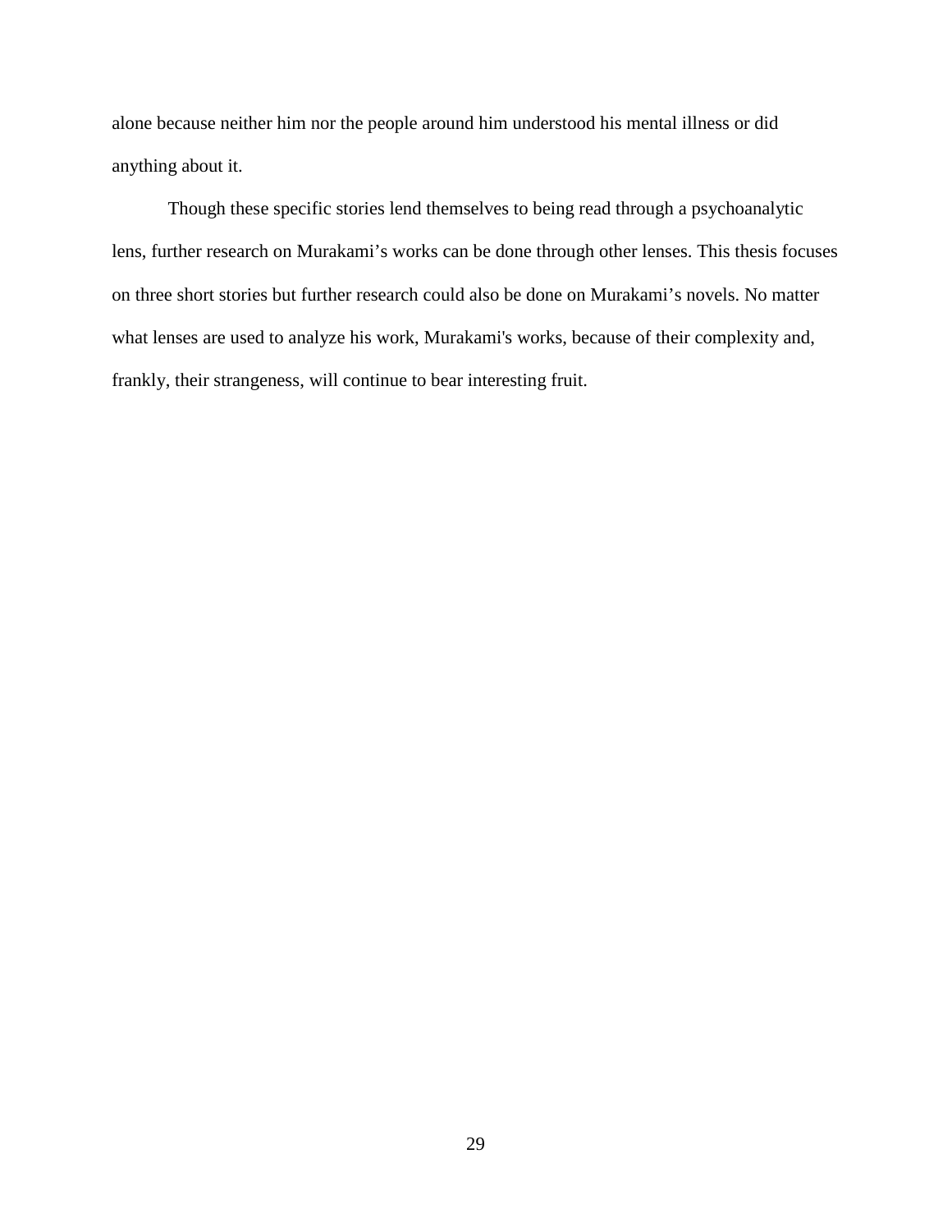alone because neither him nor the people around him understood his mental illness or did anything about it.

Though these specific stories lend themselves to being read through a psychoanalytic lens, further research on Murakami's works can be done through other lenses. This thesis focuses on three short stories but further research could also be done on Murakami's novels. No matter what lenses are used to analyze his work, Murakami's works, because of their complexity and, frankly, their strangeness, will continue to bear interesting fruit.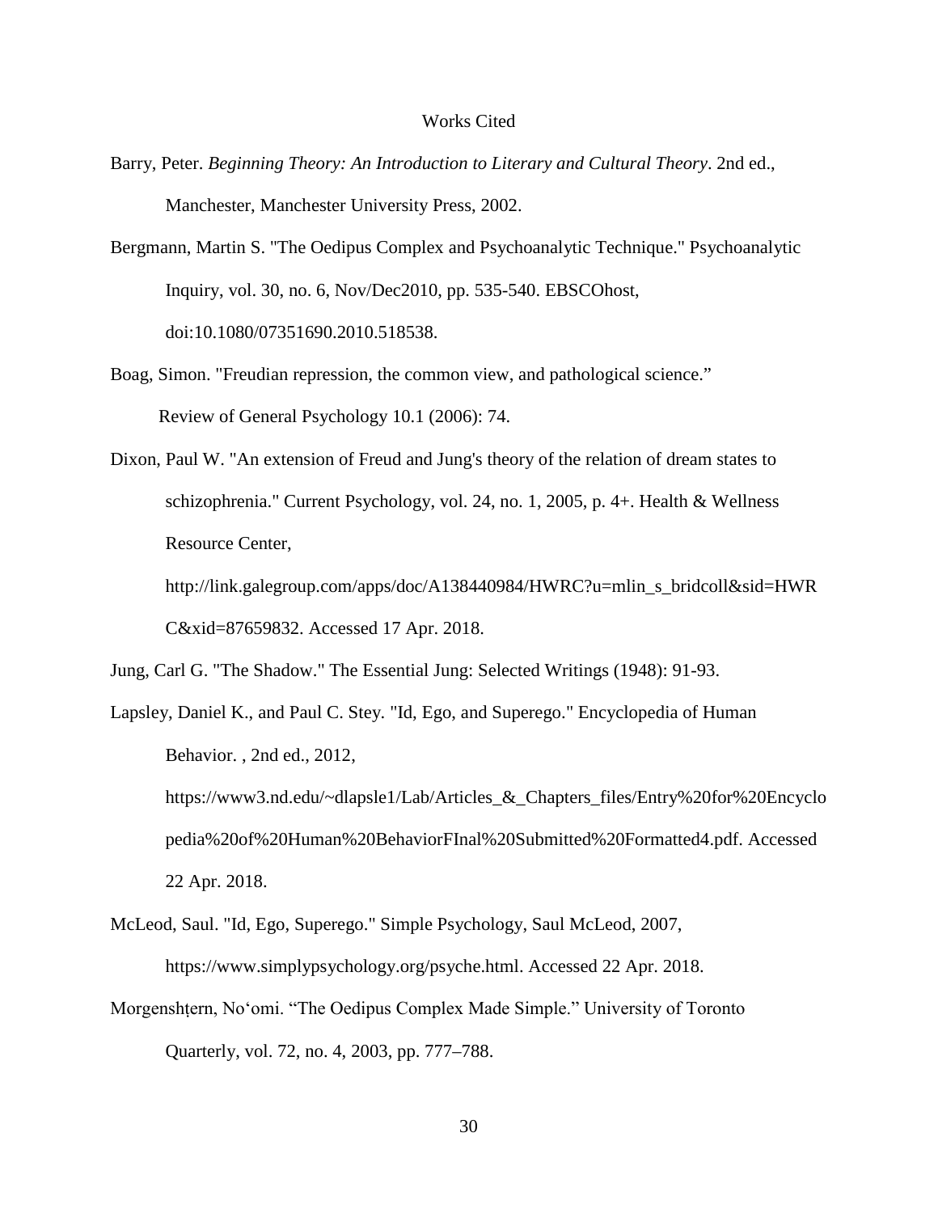# Works Cited

Barry, Peter. *Beginning Theory: An Introduction to Literary and Cultural Theory*. 2nd ed., Manchester, Manchester University Press, 2002.

Bergmann, Martin S. "The Oedipus Complex and Psychoanalytic Technique." Psychoanalytic Inquiry, vol. 30, no. 6, Nov/Dec2010, pp. 535-540. EBSCOhost, doi:10.1080/07351690.2010.518538.

Boag, Simon. "Freudian repression, the common view, and pathological science." Review of General Psychology 10.1 (2006): 74.

Dixon, Paul W. "An extension of Freud and Jung's theory of the relation of dream states to schizophrenia." Current Psychology, vol. 24, no. 1, 2005, p. 4+. Health & Wellness Resource Center, http://link.galegroup.com/apps/doc/A138440984/HWRC?u=mlin_s_bridcoll&sid=HWRC&xid=87659832. Accessed 17 Apr. 2018.

Jung, Carl G. "The Shadow." The Essential Jung: Selected Writings (1948): 91-93.

Lapsley, Daniel K., and Paul C. Stey. "Id, Ego, and Superego." Encyclopedia of Human Behavior. , 2nd ed., 2012, https://www3.nd.edu/~dlapsle1/Lab/Articles_&_Chapters_files/Entry%20for%20Encyclopedia%20of%20Human%20BehaviorFInal%20Submitted%20Formatted4.pdf. Accessed 22 Apr. 2018.

McLeod, Saul. "Id, Ego, Superego." Simple Psychology, Saul McLeod, 2007, https://www.simplypsychology.org/psyche.html. Accessed 22 Apr. 2018.

Morgenshṭern, No'omi. "The Oedipus Complex Made Simple." University of Toronto Quarterly, vol. 72, no. 4, 2003, pp. 777–788.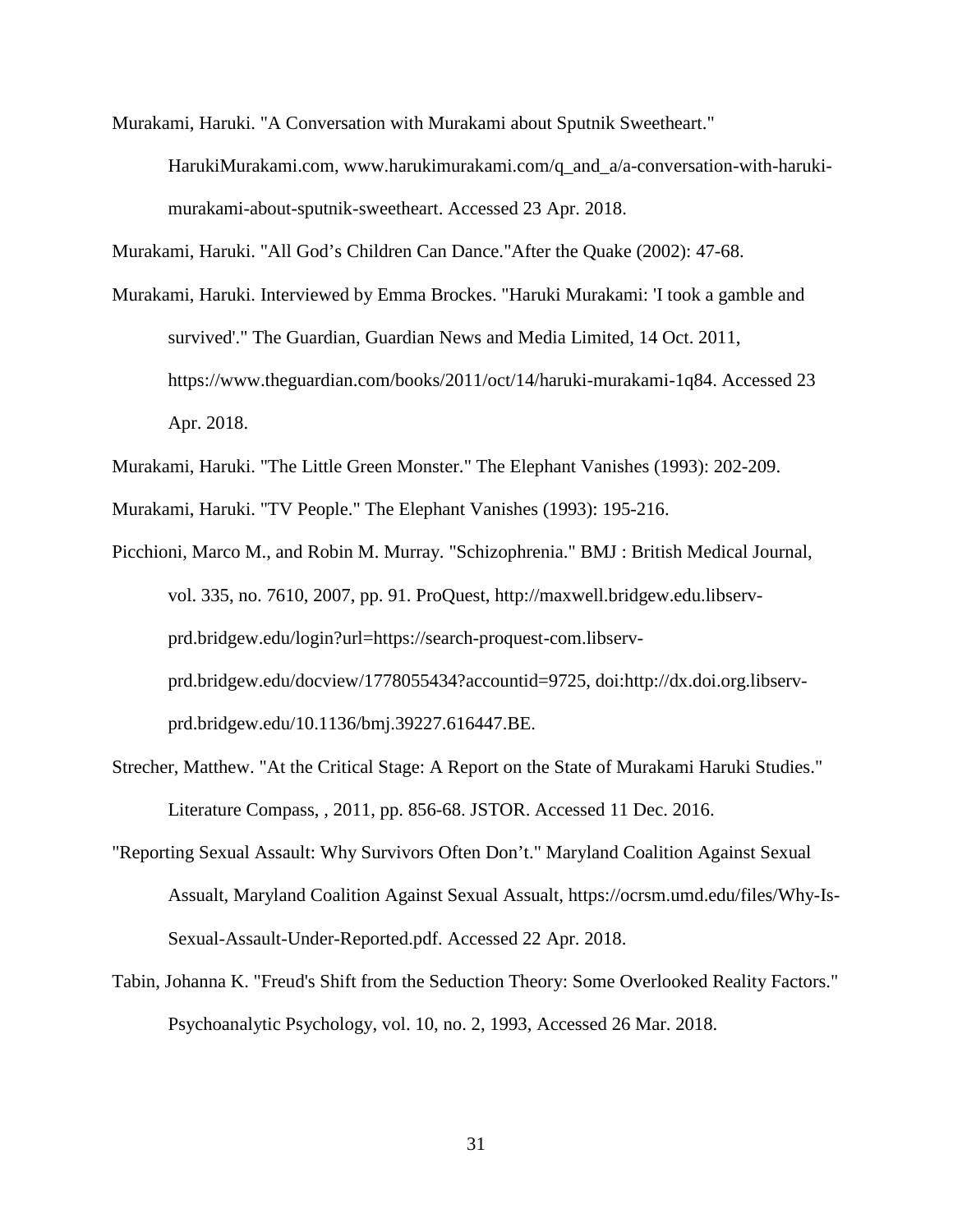Murakami, Haruki. "A Conversation with Murakami about Sputnik Sweetheart." HarukiMurakami.com, www.harukimurakami.com/q_and_a/a-conversation-with-haruki-murakami-about-sputnik-sweetheart. Accessed 23 Apr. 2018.

Murakami, Haruki. "All God's Children Can Dance."After the Quake (2002): 47-68.

Murakami, Haruki. Interviewed by Emma Brockes. "Haruki Murakami: 'I took a gamble and survived'." The Guardian, Guardian News and Media Limited, 14 Oct. 2011, https://www.theguardian.com/books/2011/oct/14/haruki-murakami-1q84. Accessed 23 Apr. 2018.

Murakami, Haruki. "The Little Green Monster." The Elephant Vanishes (1993): 202-209.

Murakami, Haruki. "TV People." The Elephant Vanishes (1993): 195-216.

Picchioni, Marco M., and Robin M. Murray. "Schizophrenia." BMJ : British Medical Journal, vol. 335, no. 7610, 2007, pp. 91. ProQuest, http://maxwell.bridgew.edu.libserv-prd.bridgew.edu/login?url=https://search-proquest-com.libserv-prd.bridgew.edu/docview/1778055434?accountid=9725, doi:http://dx.doi.org.libserv-prd.bridgew.edu/10.1136/bmj.39227.616447.BE.

Strecher, Matthew. "At the Critical Stage: A Report on the State of Murakami Haruki Studies." Literature Compass, , 2011, pp. 856-68. JSTOR. Accessed 11 Dec. 2016.

"Reporting Sexual Assault: Why Survivors Often Don't." Maryland Coalition Against Sexual Assualt, Maryland Coalition Against Sexual Assualt, https://ocrsm.umd.edu/files/Why-Is-Sexual-Assault-Under-Reported.pdf. Accessed 22 Apr. 2018.

Tabin, Johanna K. "Freud's Shift from the Seduction Theory: Some Overlooked Reality Factors." Psychoanalytic Psychology, vol. 10, no. 2, 1993, Accessed 26 Mar. 2018.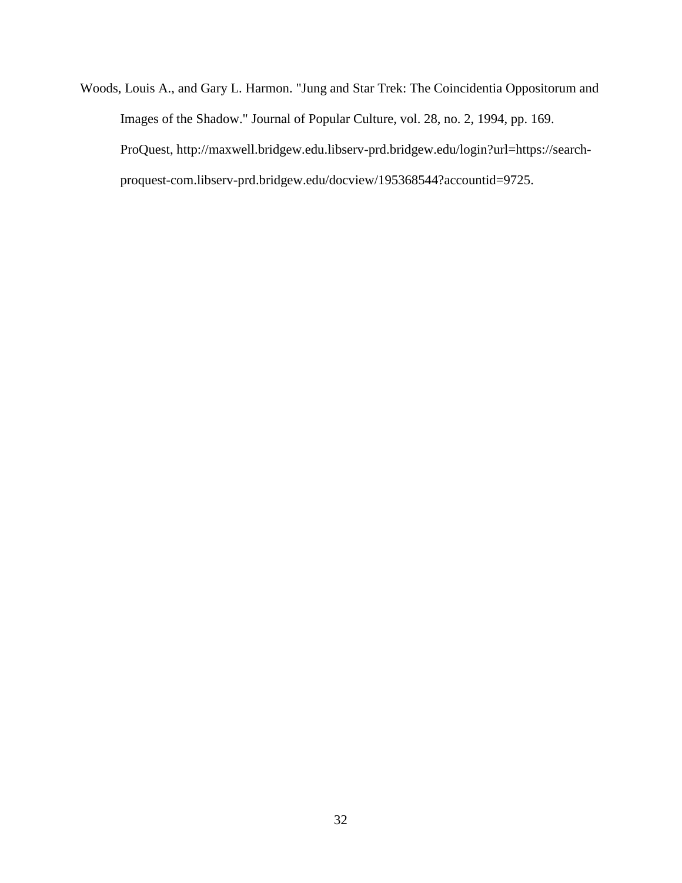Woods, Louis A., and Gary L. Harmon. "Jung and Star Trek: The Coincidentia Oppositorum and Images of the Shadow." Journal of Popular Culture, vol. 28, no. 2, 1994, pp. 169. ProQuest, http://maxwell.bridgew.edu.libserv-prd.bridgew.edu/login?url=https://search-proquest-com.libserv-prd.bridgew.edu/docview/195368544?accountid=9725.